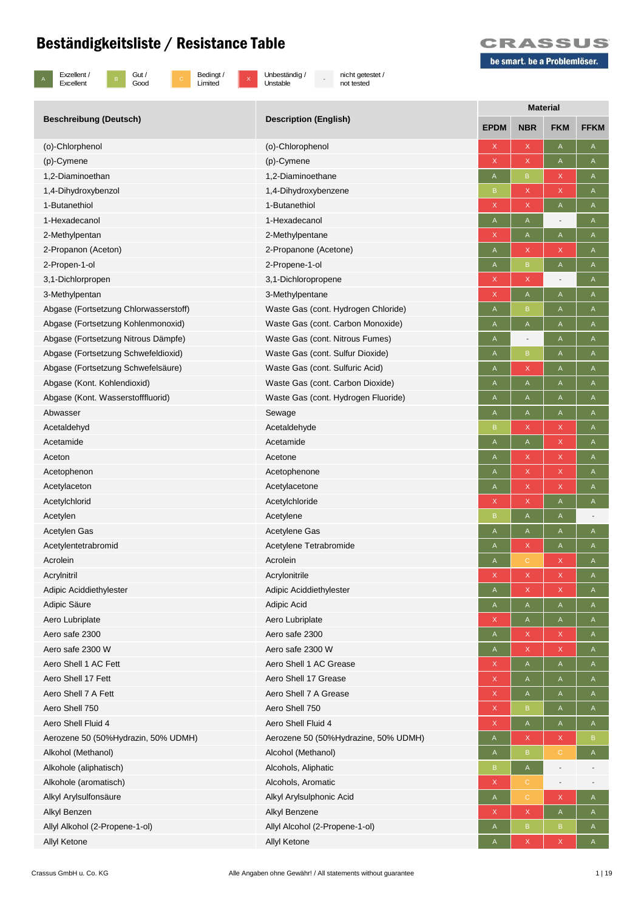# Beständigkeitsliste / Resistance Table

CRASSUS
be smart. be a Problemlöser.

| A | Exzellent / Excellent | B | Gut / Good | C | Bedingt / Limited | X | Unbeständig / Unstable | - | nicht getestet / not tested |
|---|---|---|---|---|---|---|---|---|---|

| Beschreibung (Deutsch) | Description (English) | Material | | | |
|---|---|---|---|---|---|
| | | EPDM | NBR | FKM | FFKM |
| (o)-Chlorphenol | (o)-Chlorophenol | X | X | A | A |
| (p)-Cymene | (p)-Cymene | X | X | A | A |
| 1,2-Diaminoethan | 1,2-Diaminoethane | A | B | X | A |
| 1,4-Dihydroxybenzol | 1,4-Dihydroxybenzene | B | X | X | A |
| 1-Butanethiol | 1-Butanethiol | X | X | A | A |
| 1-Hexadecanol | 1-Hexadecanol | A | A | - | A |
| 2-Methylpentan | 2-Methylpentane | X | A | A | A |
| 2-Propanon (Aceton) | 2-Propanone (Acetone) | A | X | X | A |
| 2-Propen-1-ol | 2-Propene-1-ol | A | B | A | A |
| 3,1-Dichlorpropen | 3,1-Dichloropropene | X | X | - | A |
| 3-Methylpentan | 3-Methylpentane | X | A | A | A |
| Abgase (Fortsetzung Chlorwasserstoff) | Waste Gas (cont. Hydrogen Chloride) | A | B | A | A |
| Abgase (Fortsetzung Kohlenmonoxid) | Waste Gas (cont. Carbon Monoxide) | A | A | A | A |
| Abgase (Fortsetzung Nitrous Dämpfe) | Waste Gas (cont. Nitrous Fumes) | A | - | A | A |
| Abgase (Fortsetzung Schwefeldioxid) | Waste Gas (cont. Sulfur Dioxide) | A | B | A | A |
| Abgase (Fortsetzung Schwefelsäure) | Waste Gas (cont. Sulfuric Acid) | A | X | A | A |
| Abgase (Kont. Kohlendioxid) | Waste Gas (cont. Carbon Dioxide) | A | A | A | A |
| Abgase (Kont. Wasserstofffluorid) | Waste Gas (cont. Hydrogen Fluoride) | A | A | A | A |
| Abwasser | Sewage | A | A | A | A |
| Acetaldehyd | Acetaldehyde | B | X | X | A |
| Acetamide | Acetamide | A | A | X | A |
| Aceton | Acetone | A | X | X | A |
| Acetophenon | Acetophenone | A | X | X | A |
| Acetylaceton | Acetylacetone | A | X | X | A |
| Acetylchlorid | Acetylchloride | X | X | A | A |
| Acetylen | Acetylene | B | A | A | - |
| Acetylen Gas | Acetylene Gas | A | A | A | A |
| Acetylentetrabromid | Acetylene Tetrabromide | A | X | A | A |
| Acrolein | Acrolein | A | C | X | A |
| Acrylnitril | Acrylonitrile | X | X | X | A |
| Adipic Aciddiethylester | Adipic Aciddiethylester | A | X | X | A |
| Adipic Säure | Adipic Acid | A | A | A | A |
| Aero Lubriplate | Aero Lubriplate | X | A | A | A |
| Aero safe 2300 | Aero safe 2300 | A | X | X | A |
| Aero safe 2300 W | Aero safe 2300 W | A | X | X | A |
| Aero Shell 1 AC Fett | Aero Shell 1 AC Grease | X | A | A | A |
| Aero Shell 17 Fett | Aero Shell 17 Grease | X | A | A | A |
| Aero Shell 7 A Fett | Aero Shell 7 A Grease | X | A | A | A |
| Aero Shell 750 | Aero Shell 750 | X | B | A | A |
| Aero Shell Fluid 4 | Aero Shell Fluid 4 | X | A | A | A |
| Aerozene 50 (50%Hydrazin, 50% UDMH) | Aerozene 50 (50%Hydrazine, 50% UDMH) | A | X | X | B |
| Alkohol (Methanol) | Alcohol (Methanol) | A | B | C | A |
| Alkohole (aliphatisch) | Alcohols, Aliphatic | B | A | - | - |
| Alkohole (aromatisch) | Alcohols, Aromatic | X | C | - | - |
| Alkyl Arylsulfonsäure | Alkyl Arylsulphonic Acid | A | C | X | A |
| Alkyl Benzen | Alkyl Benzene | X | X | A | A |
| Allyl Alkohol (2-Propene-1-ol) | Allyl Alcohol (2-Propene-1-ol) | A | B | B | A |
| Allyl Ketone | Allyl Ketone | A | X | X | A |

Crassus GmbH u. Co. KG — Alle Angaben ohne Gewähr! / All statements without guarantee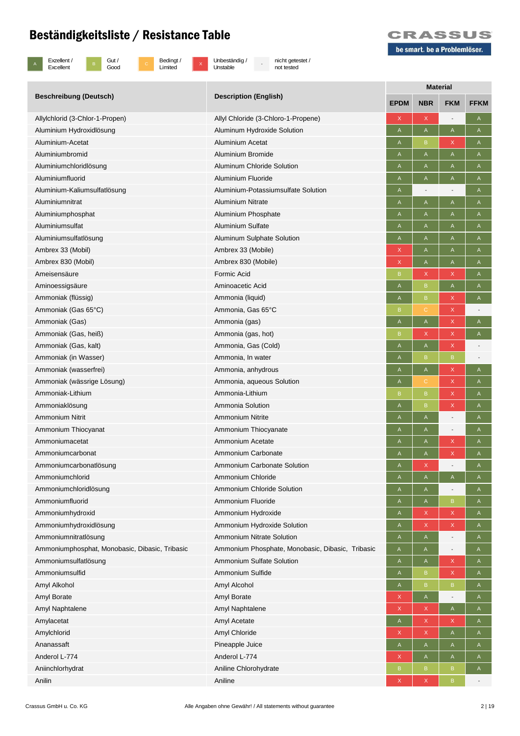# Beständigkeitsliste / Resistance Table

CRASSUS
be smart. be a Problemlöser.

| A | Exzellent / Excellent | B | Gut / Good | C | Bedingt / Limited | X | Unbeständig / Unstable | - | nicht getestet / not tested |
|---|---|---|---|---|---|---|---|---|---|

| Beschreibung (Deutsch) | Description (English) | Material | | | |
|---|---|---|---|---|---|
| | | EPDM | NBR | FKM | FFKM |
| Allylchlorid (3-Chlor-1-Propen) | Allyl Chloride (3-Chloro-1-Propene) | X | X | - | A |
| Aluminium Hydroxidlösung | Aluminum Hydroxide Solution | A | A | A | A |
| Aluminium-Acetat | Aluminium Acetat | A | B | X | A |
| Aluminiumbromid | Aluminium Bromide | A | A | A | A |
| Aluminiumchloridlösung | Aluminum Chloride Solution | A | A | A | A |
| Aluminiumfluorid | Aluminium Fluoride | A | A | A | A |
| Aluminium-Kaliumsulfatlösung | Aluminium-Potassiumsulfate Solution | A | - | - | A |
| Aluminiumnitrat | Aluminium Nitrate | A | A | A | A |
| Aluminiumphosphat | Aluminium Phosphate | A | A | A | A |
| Aluminiumsulfat | Aluminium Sulfate | A | A | A | A |
| Aluminiumsulfatlösung | Aluminum Sulphate Solution | A | A | A | A |
| Ambrex 33 (Mobil) | Ambrex 33 (Mobile) | X | A | A | A |
| Ambrex 830 (Mobil) | Ambrex 830 (Mobile) | X | A | A | A |
| Ameisensäure | Formic Acid | B | X | X | A |
| Aminoessigsäure | Aminoacetic Acid | A | B | A | A |
| Ammoniak (flüssig) | Ammonia (liquid) | A | B | X | A |
| Ammoniak (Gas 65°C) | Ammonia, Gas 65°C | B | C | X | - |
| Ammoniak (Gas) | Ammonia (gas) | A | A | X | A |
| Ammoniak (Gas, heiß) | Ammonia (gas, hot) | B | X | X | A |
| Ammoniak (Gas, kalt) | Ammonia, Gas (Cold) | A | A | X | - |
| Ammoniak (in Wasser) | Ammonia, In water | A | B | B | - |
| Ammoniak (wasserfrei) | Ammonia, anhydrous | A | A | X | A |
| Ammoniak (wässrige Lösung) | Ammonia, aqueous Solution | A | C | X | A |
| Ammoniak-Lithium | Ammonia-Lithium | B | B | X | A |
| Ammoniaklösung | Ammonia Solution | A | B | X | A |
| Ammonium Nitrit | Ammonium Nitrite | A | A | - | A |
| Ammonium Thiocyanat | Ammonium Thiocyanate | A | A | - | A |
| Ammoniumacetat | Ammonium Acetate | A | A | X | A |
| Ammoniumcarbonat | Ammonium Carbonate | A | A | X | A |
| Ammoniumcarbonatlösung | Ammonium Carbonate Solution | A | X | - | A |
| Ammoniumchlorid | Ammonium Chloride | A | A | A | A |
| Ammoniumchloridlösung | Ammonium Chloride Solution | A | A | - | A |
| Ammoniumfluorid | Ammonium Fluoride | A | A | B | A |
| Ammoniumhydroxid | Ammonium Hydroxide | A | X | X | A |
| Ammoniumhydroxidlösung | Ammonium Hydroxide Solution | A | X | X | A |
| Ammoniumnitratlösung | Ammonium Nitrate Solution | A | A | - | A |
| Ammoniumphosphat, Monobasic, Dibasic, Tribasic | Ammonium Phosphate, Monobasic, Dibasic, Tribasic | A | A | - | A |
| Ammoniumsulfatlösung | Ammonium Sulfate Solution | A | A | X | A |
| Ammoniumsulfid | Ammonium Sulfide | A | B | X | A |
| Amyl Alkohol | Amyl Alcohol | A | B | B | A |
| Amyl Borate | Amyl Borate | X | A | - | A |
| Amyl Naphtalene | Amyl Naphtalene | X | X | A | A |
| Amylacetat | Amyl Acetate | A | X | X | A |
| Amylchlorid | Amyl Chloride | X | X | A | A |
| Ananassaft | Pineapple Juice | A | A | A | A |
| Anderol L-774 | Anderol L-774 | X | A | A | A |
| Aniinchlorhydrat | Aniline Chlorohydrate | B | B | B | A |
| Anilin | Aniline | X | X | B | - |

Crassus GmbH u. Co. KG — Alle Angaben ohne Gewähr! / All statements without guarantee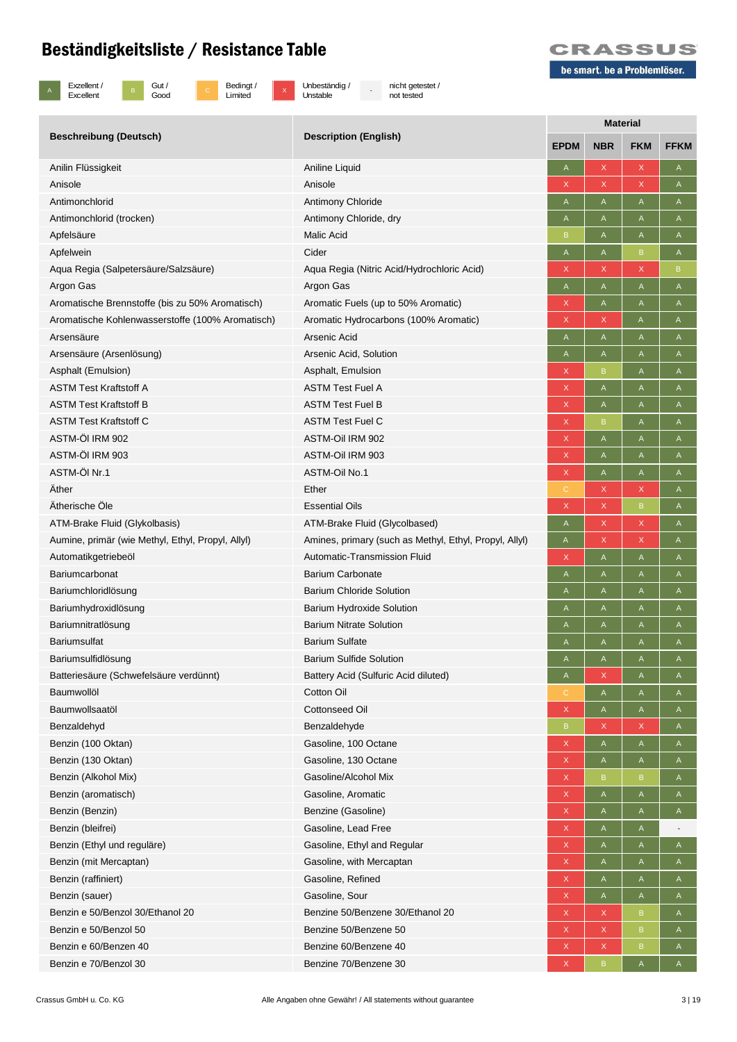# Beständigkeitsliste / Resistance Table

| A | Exzellent / Excellent | B | Gut / Good | C | Bedingt / Limited | X | Unbeständig / Unstable | - | nicht getestet / not tested |
|---|---|---|---|---|---|---|---|---|---|

| Beschreibung (Deutsch) | Description (English) | Material | | | |
|---|---|---|---|---|---|
| | | EPDM | NBR | FKM | FFKM |
| Anilin Flüssigkeit | Aniline Liquid | A | X | X | A |
| Anisole | Anisole | X | X | X | A |
| Antimonchlorid | Antimony Chloride | A | A | A | A |
| Antimonchlorid (trocken) | Antimony Chloride, dry | A | A | A | A |
| Apfelsäure | Malic Acid | B | A | A | A |
| Apfelwein | Cider | A | A | B | A |
| Aqua Regia (Salpetersäure/Salzsäure) | Aqua Regia (Nitric Acid/Hydrochloric Acid) | X | X | X | B |
| Argon Gas | Argon Gas | A | A | A | A |
| Aromatische Brennstoffe (bis zu 50% Aromatisch) | Aromatic Fuels (up to 50% Aromatic) | X | A | A | A |
| Aromatische Kohlenwasserstoffe (100% Aromatisch) | Aromatic Hydrocarbons (100% Aromatic) | X | X | A | A |
| Arsensäure | Arsenic Acid | A | A | A | A |
| Arsensäure (Arsenlösung) | Arsenic Acid, Solution | A | A | A | A |
| Asphalt (Emulsion) | Asphalt, Emulsion | X | B | A | A |
| ASTM Test Kraftstoff A | ASTM Test Fuel A | X | A | A | A |
| ASTM Test Kraftstoff B | ASTM Test Fuel B | X | A | A | A |
| ASTM Test Kraftstoff C | ASTM Test Fuel C | X | B | A | A |
| ASTM-Öl IRM 902 | ASTM-Oil IRM 902 | X | A | A | A |
| ASTM-Öl IRM 903 | ASTM-Oil IRM 903 | X | A | A | A |
| ASTM-Öl Nr.1 | ASTM-Oil No.1 | X | A | A | A |
| Äther | Ether | C | X | X | A |
| Ätherische Öle | Essential Oils | X | X | B | A |
| ATM-Brake Fluid (Glykolbasis) | ATM-Brake Fluid (Glycolbased) | A | X | X | A |
| Aumine, primär (wie Methyl, Ethyl, Propyl, Allyl) | Amines, primary (such as Methyl, Ethyl, Propyl, Allyl) | A | X | X | A |
| Automatikgetriebeöl | Automatic-Transmission Fluid | X | A | A | A |
| Bariumcarbonat | Barium Carbonate | A | A | A | A |
| Bariumchloridlösung | Barium Chloride Solution | A | A | A | A |
| Bariumhydroxidlösung | Barium Hydroxide Solution | A | A | A | A |
| Bariumnitratlösung | Barium Nitrate Solution | A | A | A | A |
| Bariumsulfat | Barium Sulfate | A | A | A | A |
| Bariumsulfidlösung | Barium Sulfide Solution | A | A | A | A |
| Batteriesäure (Schwefelsäure verdünnt) | Battery Acid (Sulfuric Acid diluted) | A | X | A | A |
| Baumwollöl | Cotton Oil | C | A | A | A |
| Baumwollsaatöl | Cottonseed Oil | X | A | A | A |
| Benzaldehyd | Benzaldehyde | B | X | X | A |
| Benzin (100 Oktan) | Gasoline, 100 Octane | X | A | A | A |
| Benzin (130 Oktan) | Gasoline, 130 Octane | X | A | A | A |
| Benzin (Alkohol Mix) | Gasoline/Alcohol Mix | X | B | B | A |
| Benzin (aromatisch) | Gasoline, Aromatic | X | A | A | A |
| Benzin (Benzin) | Benzine (Gasoline) | X | A | A | A |
| Benzin (bleifrei) | Gasoline, Lead Free | X | A | A | - |
| Benzin (Ethyl und reguläre) | Gasoline, Ethyl and Regular | X | A | A | A |
| Benzin (mit Mercaptan) | Gasoline, with Mercaptan | X | A | A | A |
| Benzin (raffiniert) | Gasoline, Refined | X | A | A | A |
| Benzin (sauer) | Gasoline, Sour | X | A | A | A |
| Benzin e 50/Benzol 30/Ethanol 20 | Benzine 50/Benzene 30/Ethanol 20 | X | X | B | A |
| Benzin e 50/Benzol 50 | Benzine 50/Benzene 50 | X | X | B | A |
| Benzin e 60/Benzen 40 | Benzine 60/Benzene 40 | X | X | B | A |
| Benzin e 70/Benzol 30 | Benzine 70/Benzene 30 | X | B | A | A |

Crassus GmbH u. Co. KG — Alle Angaben ohne Gewähr! / All statements without guarantee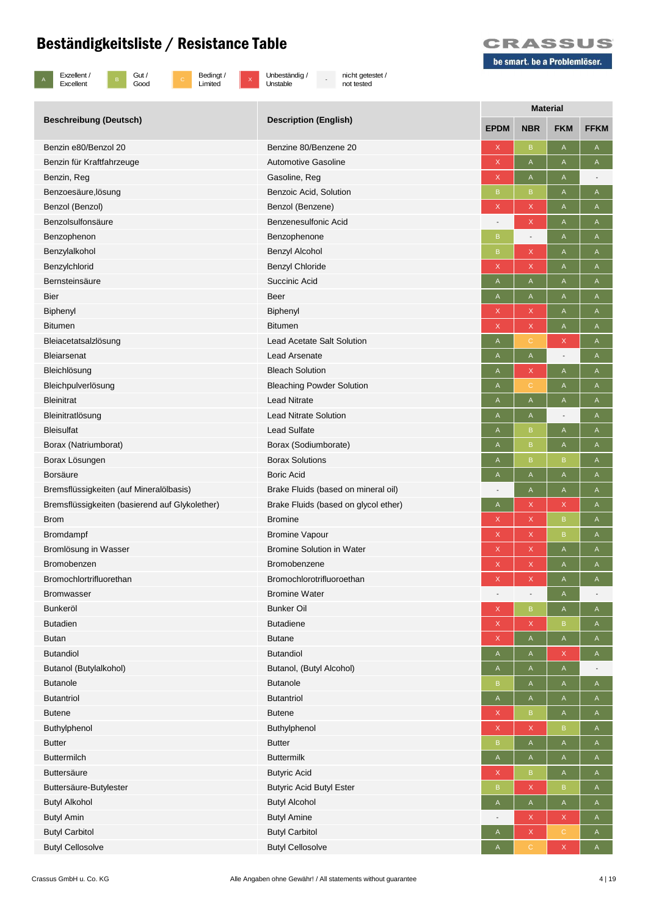# Beständigkeitsliste / Resistance Table

CRASSUS
be smart. be a Problemlöser.

| | |
|---|---|
| A | Exzellent / Excellent |
| B | Gut / Good |
| C | Bedingt / Limited |
| X | Unbeständig / Unstable |
| - | nicht getestet / not tested |

| Beschreibung (Deutsch) | Description (English) | Material | | | |
|---|---|---|---|---|---|
| | | EPDM | NBR | FKM | FFKM |
| Benzin e80/Benzol 20 | Benzine 80/Benzene 20 | X | B | A | A |
| Benzin für Kraftfahrzeuge | Automotive Gasoline | X | A | A | A |
| Benzin, Reg | Gasoline, Reg | X | A | A | - |
| Benzoesäure,lösung | Benzoic Acid, Solution | B | B | A | A |
| Benzol (Benzol) | Benzol (Benzene) | X | X | A | A |
| Benzolsulfonsäure | Benzenesulfonic Acid | - | X | A | A |
| Benzophenon | Benzophenone | B | - | A | A |
| Benzylalkohol | Benzyl Alcohol | B | X | A | A |
| Benzylchlorid | Benzyl Chloride | X | X | A | A |
| Bernsteinsäure | Succinic Acid | A | A | A | A |
| Bier | Beer | A | A | A | A |
| Biphenyl | Biphenyl | X | X | A | A |
| Bitumen | Bitumen | X | X | A | A |
| Bleiacetatsalzlösung | Lead Acetate Salt Solution | A | C | X | A |
| Bleiarsenat | Lead Arsenate | A | A | - | A |
| Bleichlösung | Bleach Solution | A | X | A | A |
| Bleichpulverlösung | Bleaching Powder Solution | A | C | A | A |
| Bleinitrat | Lead Nitrate | A | A | A | A |
| Bleinitratlösung | Lead Nitrate Solution | A | A | - | A |
| Bleisulfat | Lead Sulfate | A | B | A | A |
| Borax (Natriumborat) | Borax (Sodiumborate) | A | B | A | A |
| Borax Lösungen | Borax Solutions | A | B | B | A |
| Borsäure | Boric Acid | A | A | A | A |
| Bremsflüssigkeiten (auf Mineralölbasis) | Brake Fluids (based on mineral oil) | - | A | A | A |
| Bremsflüssigkeiten (basierend auf Glykolether) | Brake Fluids (based on glycol ether) | A | X | X | A |
| Brom | Bromine | X | X | B | A |
| Bromdampf | Bromine Vapour | X | X | B | A |
| Bromlösung in Wasser | Bromine Solution in Water | X | X | A | A |
| Bromobenzen | Bromobenzene | X | X | A | A |
| Bromochlortrifluorethan | Bromochlorotrifluoroethan | X | X | A | A |
| Bromwasser | Bromine Water | - | - | A | - |
| Bunkeröl | Bunker Oil | X | B | A | A |
| Butadien | Butadiene | X | X | B | A |
| Butan | Butane | X | A | A | A |
| Butandiol | Butandiol | A | A | X | A |
| Butanol (Butylalkohol) | Butanol, (Butyl Alcohol) | A | A | A | - |
| Butanole | Butanole | B | A | A | A |
| Butantriol | Butantriol | A | A | A | A |
| Butene | Butene | X | B | A | A |
| Buthylphenol | Buthylphenol | X | X | B | A |
| Butter | Butter | B | A | A | A |
| Buttermilch | Buttermilk | A | A | A | A |
| Buttersäure | Butyric Acid | X | B | A | A |
| Buttersäure-Butylester | Butyric Acid Butyl Ester | B | X | B | A |
| Butyl Alkohol | Butyl Alcohol | A | A | A | A |
| Butyl Amin | Butyl Amine | - | X | X | A |
| Butyl Carbitol | Butyl Carbitol | A | X | C | A |
| Butyl Cellosolve | Butyl Cellosolve | A | C | X | A |

Crassus GmbH u. Co. KG

Alle Angaben ohne Gewähr! / All statements without guarantee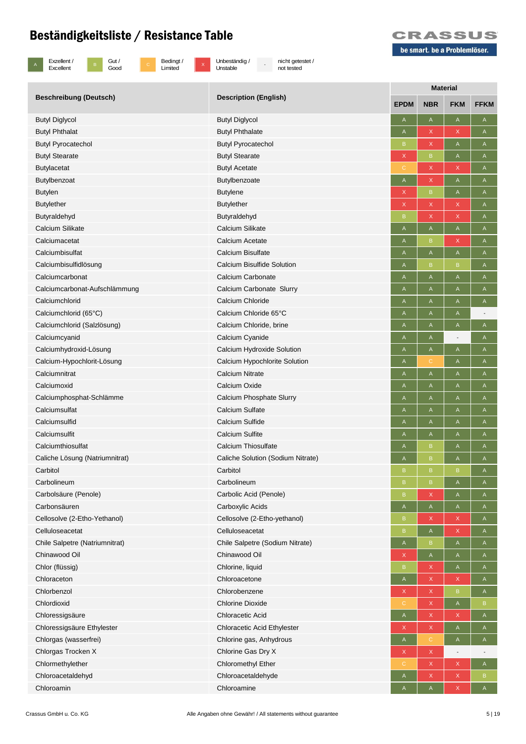# Beständigkeitsliste / Resistance Table

CRASSUS
be smart. be a Problemlöser.

| A | Exzellent / Excellent | B | Gut / Good | C | Bedingt / Limited | X | Unbeständig / Unstable | - | nicht getestet / not tested |
|---|---|---|---|---|---|---|---|---|---|

| Beschreibung (Deutsch) | Description (English) | Material | | | |
|---|---|---|---|---|---|
| | | EPDM | NBR | FKM | FFKM |
| Butyl Diglycol | Butyl Diglycol | A | A | A | A |
| Butyl Phthalat | Butyl Phthalate | A | X | X | A |
| Butyl Pyrocatechol | Butyl Pyrocatechol | B | X | A | A |
| Butyl Stearate | Butyl Stearate | X | B | A | A |
| Butylacetat | Butyl Acetate | C | X | X | A |
| Butylbenzoat | Butylbenzoate | A | X | A | A |
| Butylen | Butylene | X | B | A | A |
| Butylether | Butylether | X | X | X | A |
| Butyraldehyd | Butyraldehyd | B | X | X | A |
| Calcium Silikate | Calcium Silikate | A | A | A | A |
| Calciumacetat | Calcium Acetate | A | B | X | A |
| Calciumbisulfat | Calcium Bisulfate | A | A | A | A |
| Calciumbisulfidlösung | Calcium Bisulfide Solution | A | B | B | A |
| Calciumcarbonat | Calcium Carbonate | A | A | A | A |
| Calciumcarbonat-Aufschlämmung | Calcium Carbonate Slurry | A | A | A | A |
| Calciumchlorid | Calcium Chloride | A | A | A | A |
| Calciumchlorid (65°C) | Calcium Chloride 65°C | A | A | A | - |
| Calciumchlorid (Salzlösung) | Calcium Chloride, brine | A | A | A | A |
| Calciumcyanid | Calcium Cyanide | A | A | - | A |
| Calciumhydroxid-Lösung | Calcium Hydroxide Solution | A | A | A | A |
| Calcium-Hypochlorit-Lösung | Calcium Hypochlorite Solution | A | C | A | A |
| Calciumnitrat | Calcium Nitrate | A | A | A | A |
| Calciumoxid | Calcium Oxide | A | A | A | A |
| Calciumphosphat-Schlämme | Calcium Phosphate Slurry | A | A | A | A |
| Calciumsulfat | Calcium Sulfate | A | A | A | A |
| Calciumsulfid | Calcium Sulfide | A | A | A | A |
| Calciumsulfit | Calcium Sulfite | A | A | A | A |
| Calciumthiosulfat | Calcium Thiosulfate | A | B | A | A |
| Caliche Lösung (Natriumnitrat) | Caliche Solution (Sodium Nitrate) | A | B | A | A |
| Carbitol | Carbitol | B | B | B | A |
| Carbolineum | Carbolineum | B | B | A | A |
| Carbolsäure (Penole) | Carbolic Acid (Penole) | B | X | A | A |
| Carbonsäuren | Carboxylic Acids | A | A | A | A |
| Cellosolve (2-Etho-Yethanol) | Cellosolve (2-Etho-yethanol) | B | X | X | A |
| Celluloseacetat | Celluloseacetat | B | A | X | A |
| Chile Salpetre (Natriumnitrat) | Chile Salpetre (Sodium Nitrate) | A | B | A | A |
| Chinawood Oil | Chinawood Oil | X | A | A | A |
| Chlor (flüssig) | Chlorine, liquid | B | X | A | A |
| Chloraceton | Chloroacetone | A | X | X | A |
| Chlorbenzol | Chlorobenzene | X | X | B | A |
| Chlordioxid | Chlorine Dioxide | C | X | A | B |
| Chloressigsäure | Chloracetic Acid | A | X | X | A |
| Chloressigsäure Ethylester | Chloracetic Acid Ethylester | X | X | A | A |
| Chlorgas (wasserfrei) | Chlorine gas, Anhydrous | A | C | A | A |
| Chlorgas Trocken X | Chlorine Gas Dry X | X | X | - | - |
| Chlormethylether | Chloromethyl Ether | C | X | X | A |
| Chloroacetaldehyd | Chloroacetaldehyde | A | X | X | B |
| Chloroamin | Chloroamine | A | A | X | A |

Crassus GmbH u. Co. KG — Alle Angaben ohne Gewähr! / All statements without guarantee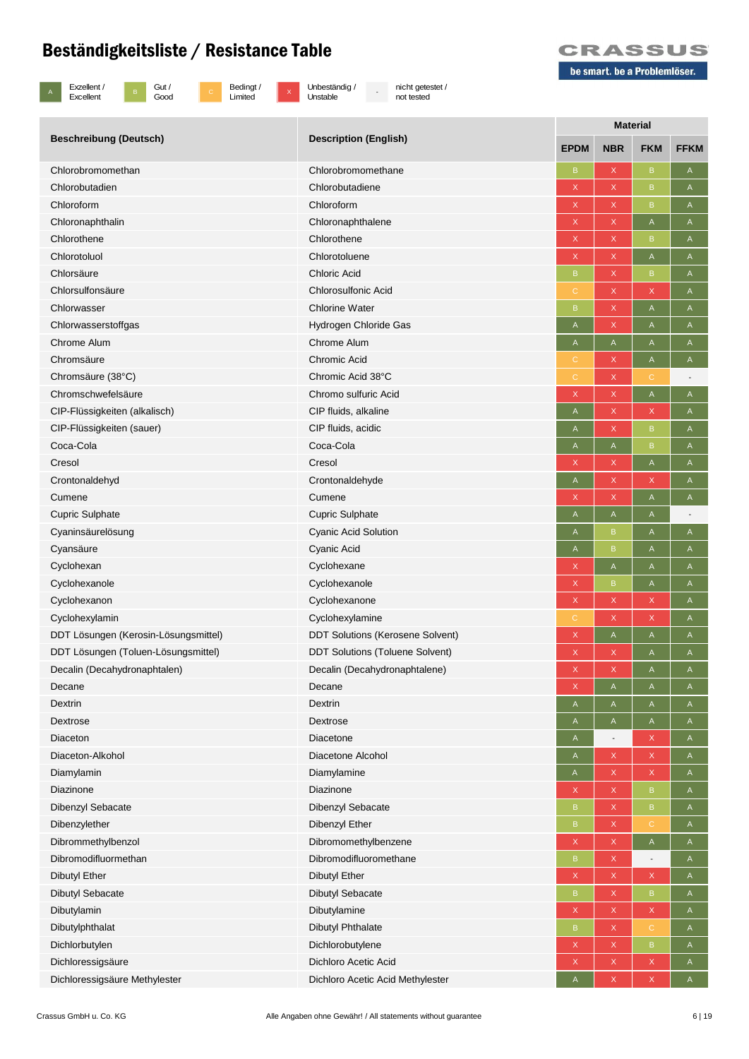# Beständigkeitsliste / Resistance Table

| A | Exzellent / Excellent | B | Gut / Good | C | Bedingt / Limited | X | Unbeständig / Unstable | - | nicht getestet / not tested |
|---|---|---|---|---|---|---|---|---|---|

| Beschreibung (Deutsch) | Description (English) | Material | | | |
|---|---|---|---|---|---|
| | | EPDM | NBR | FKM | FFKM |
| Chlorobromomethan | Chlorobromomethane | B | X | B | A |
| Chlorobutadien | Chlorobutadiene | X | X | B | A |
| Chloroform | Chloroform | X | X | B | A |
| Chloronaphthalin | Chloronaphthalene | X | X | A | A |
| Chlorothene | Chlorothene | X | X | B | A |
| Chlorotoluol | Chlorotoluene | X | X | A | A |
| Chlorsäure | Chloric Acid | B | X | B | A |
| Chlorsulfonsäure | Chlorosulfonic Acid | C | X | X | A |
| Chlorwasser | Chlorine Water | B | X | A | A |
| Chlorwasserstoffgas | Hydrogen Chloride Gas | A | X | A | A |
| Chrome Alum | Chrome Alum | A | A | A | A |
| Chromsäure | Chromic Acid | C | X | A | A |
| Chromsäure (38°C) | Chromic Acid 38°C | C | X | C | - |
| Chromschwefelsäure | Chromo sulfuric Acid | X | X | A | A |
| CIP-Flüssigkeiten (alkalisch) | CIP fluids, alkaline | A | X | X | A |
| CIP-Flüssigkeiten (sauer) | CIP fluids, acidic | A | X | B | A |
| Coca-Cola | Coca-Cola | A | A | B | A |
| Cresol | Cresol | X | X | A | A |
| Crontonaldehyd | Crontonaldehyde | A | X | X | A |
| Cumene | Cumene | X | X | A | A |
| Cupric Sulphate | Cupric Sulphate | A | A | A | - |
| Cyaninsäurelösung | Cyanic Acid Solution | A | B | A | A |
| Cyansäure | Cyanic Acid | A | B | A | A |
| Cyclohexan | Cyclohexane | X | A | A | A |
| Cyclohexanole | Cyclohexanole | X | B | A | A |
| Cyclohexanon | Cyclohexanone | X | X | X | A |
| Cyclohexylamin | Cyclohexylamine | C | X | X | A |
| DDT Lösungen (Kerosin-Lösungsmittel) | DDT Solutions (Kerosene Solvent) | X | A | A | A |
| DDT Lösungen (Toluen-Lösungsmittel) | DDT Solutions (Toluene Solvent) | X | X | A | A |
| Decalin (Decahydronaphtalen) | Decalin (Decahydronaphtalene) | X | X | A | A |
| Decane | Decane | X | A | A | A |
| Dextrin | Dextrin | A | A | A | A |
| Dextrose | Dextrose | A | A | A | A |
| Diaceton | Diacetone | A | - | X | A |
| Diaceton-Alkohol | Diacetone Alcohol | A | X | X | A |
| Diamylamin | Diamylamine | A | X | X | A |
| Diazinone | Diazinone | X | X | B | A |
| Dibenzyl Sebacate | Dibenzyl Sebacate | B | X | B | A |
| Dibenzylether | Dibenzyl Ether | B | X | C | A |
| Dibrommethylbenzol | Dibromomethylbenzene | X | X | A | A |
| Dibromodifluormethan | Dibromodifluoromethane | B | X | - | A |
| Dibutyl Ether | Dibutyl Ether | X | X | X | A |
| Dibutyl Sebacate | Dibutyl Sebacate | B | X | B | A |
| Dibutylamin | Dibutylamine | X | X | X | A |
| Dibutylphthalat | Dibutyl Phthalate | B | X | C | A |
| Dichlorbutylen | Dichlorobutylene | X | X | B | A |
| Dichloressigsäure | Dichloro Acetic Acid | X | X | X | A |
| Dichloressigsäure Methylester | Dichloro Acetic Acid Methylester | A | X | X | A |

Crassus GmbH u. Co. KG — Alle Angaben ohne Gewähr! / All statements without guarantee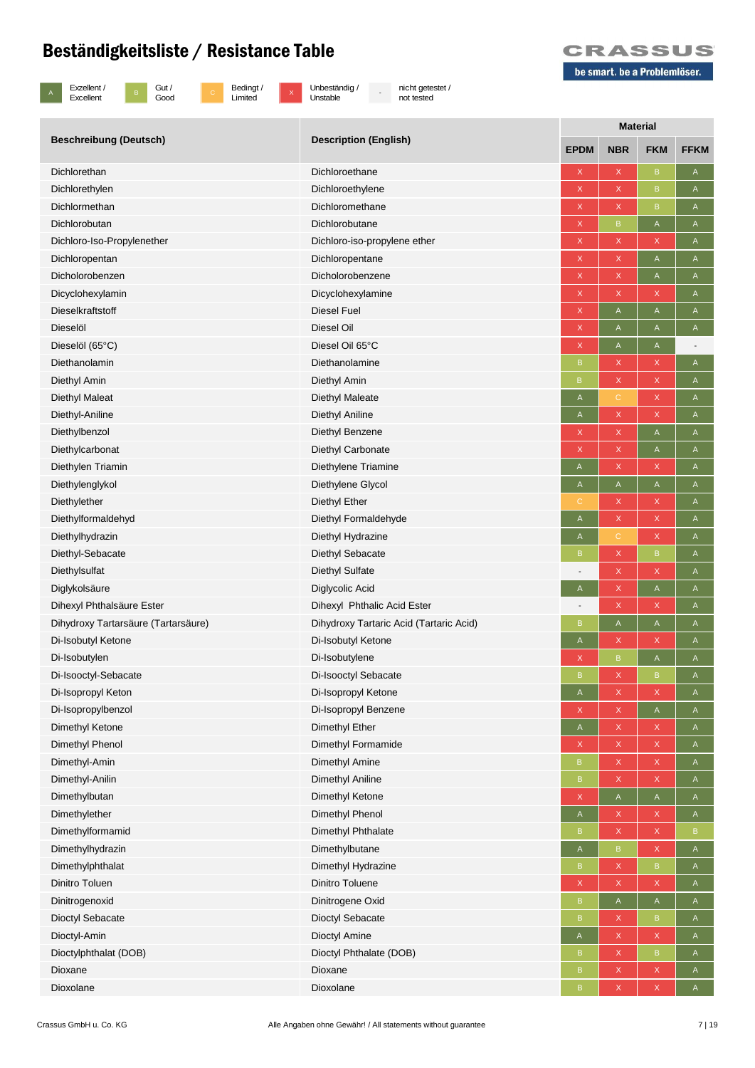# Beständigkeitsliste / Resistance Table

be smart. be a Problemlöser.

| A | Exzellent / Excellent | B | Gut / Good | C | Bedingt / Limited | X | Unbeständig / Unstable | - | nicht getestet / not tested |
|---|---|---|---|---|---|---|---|---|---|

| Beschreibung (Deutsch) | Description (English) | Material | | | |
|---|---|---|---|---|---|
| | | EPDM | NBR | FKM | FFKM |
| Dichlorethan | Dichloroethane | X | X | B | A |
| Dichlorethylen | Dichloroethylene | X | X | B | A |
| Dichlormethan | Dichloromethane | X | X | B | A |
| Dichlorobutan | Dichlorobutane | X | B | A | A |
| Dichloro-Iso-Propylenether | Dichloro-iso-propylene ether | X | X | X | A |
| Dichloropentan | Dichloropentane | X | X | A | A |
| Dicholorobenzen | Dicholorobenzene | X | X | A | A |
| Dicyclohexylamin | Dicyclohexylamine | X | X | X | A |
| Dieselkraftstoff | Diesel Fuel | X | A | A | A |
| Dieselöl | Diesel Oil | X | A | A | A |
| Dieselöl (65°C) | Diesel Oil 65°C | X | A | A | - |
| Diethanolamin | Diethanolamine | B | X | X | A |
| Diethyl Amin | Diethyl Amin | B | X | X | A |
| Diethyl Maleat | Diethyl Maleate | A | C | X | A |
| Diethyl-Aniline | Diethyl Aniline | A | X | X | A |
| Diethylbenzol | Diethyl Benzene | X | X | A | A |
| Diethylcarbonat | Diethyl Carbonate | X | X | A | A |
| Diethylen Triamin | Diethylene Triamine | A | X | X | A |
| Diethylenglykol | Diethylene Glycol | A | A | A | A |
| Diethylether | Diethyl Ether | C | X | X | A |
| Diethylformaldehyd | Diethyl Formaldehyde | A | X | X | A |
| Diethylhydrazin | Diethyl Hydrazine | A | C | X | A |
| Diethyl-Sebacate | Diethyl Sebacate | B | X | B | A |
| Diethylsulfat | Diethyl Sulfate | - | X | X | A |
| Diglykolsäure | Diglycolic Acid | A | X | A | A |
| Dihexyl Phthalsäure Ester | Dihexyl Phthalic Acid Ester | - | X | X | A |
| Dihydroxy Tartarsäure (Tartarsäure) | Dihydroxy Tartaric Acid (Tartaric Acid) | B | A | A | A |
| Di-Isobutyl Ketone | Di-Isobutyl Ketone | A | X | X | A |
| Di-Isobutylen | Di-Isobutylene | X | B | A | A |
| Di-Isooctyl-Sebacate | Di-Isooctyl Sebacate | B | X | B | A |
| Di-Isopropyl Keton | Di-Isopropyl Ketone | A | X | X | A |
| Di-Isopropylbenzol | Di-Isopropyl Benzene | X | X | A | A |
| Dimethyl Ketone | Dimethyl Ether | A | X | X | A |
| Dimethyl Phenol | Dimethyl Formamide | X | X | X | A |
| Dimethyl-Amin | Dimethyl Amine | B | X | X | A |
| Dimethyl-Anilin | Dimethyl Aniline | B | X | X | A |
| Dimethylbutan | Dimethyl Ketone | X | A | A | A |
| Dimethylether | Dimethyl Phenol | A | X | X | A |
| Dimethylformamid | Dimethyl Phthalate | B | X | X | B |
| Dimethylhydrazin | Dimethylbutane | A | B | X | A |
| Dimethylphthalat | Dimethyl Hydrazine | B | X | B | A |
| Dinitro Toluen | Dinitro Toluene | X | X | X | A |
| Dinitrogenoxid | Dinitrogene Oxid | B | A | A | A |
| Dioctyl Sebacate | Dioctyl Sebacate | B | X | B | A |
| Dioctyl-Amin | Dioctyl Amine | A | X | X | A |
| Dioctylphthalat (DOB) | Dioctyl Phthalate (DOB) | B | X | B | A |
| Dioxane | Dioxane | B | X | X | A |
| Dioxolane | Dioxolane | B | X | X | A |

Crassus GmbH u. Co. KG — Alle Angaben ohne Gewähr! / All statements without guarantee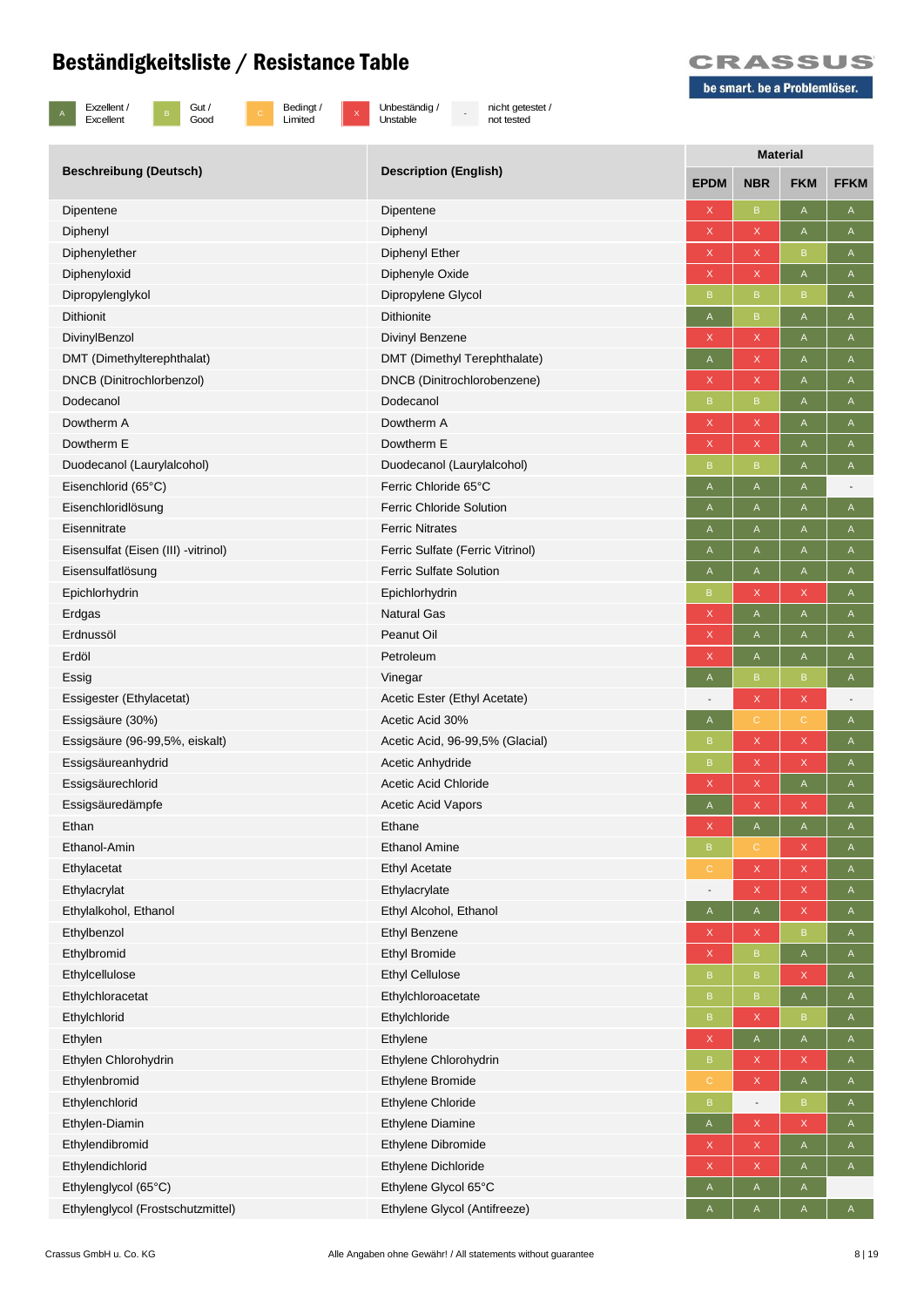# Beständigkeitsliste / Resistance Table

| A | Exzellent / Excellent | B | Gut / Good | C | Bedingt / Limited | X | Unbeständig / Unstable | - | nicht getestet / not tested |
|---|---|---|---|---|---|---|---|---|---|

| Beschreibung (Deutsch) | Description (English) | Material | | | |
|---|---|---|---|---|---|
| | | EPDM | NBR | FKM | FFKM |
| Dipentene | Dipentene | X | B | A | A |
| Diphenyl | Diphenyl | X | X | A | A |
| Diphenylether | Diphenyl Ether | X | X | B | A |
| Diphenyloxid | Diphenyle Oxide | X | X | A | A |
| Dipropylenglykol | Dipropylene Glycol | B | B | B | A |
| Dithionit | Dithionite | A | B | A | A |
| DivinylBenzol | Divinyl Benzene | X | X | A | A |
| DMT (Dimethylterephthalat) | DMT (Dimethyl Terephthalate) | A | X | A | A |
| DNCB (Dinitrochlorbenzol) | DNCB (Dinitrochlorobenzene) | X | X | A | A |
| Dodecanol | Dodecanol | B | B | A | A |
| Dowtherm A | Dowtherm A | X | X | A | A |
| Dowtherm E | Dowtherm E | X | X | A | A |
| Duodecanol (Laurylalcohol) | Duodecanol (Laurylalcohol) | B | B | A | A |
| Eisenchlorid (65°C) | Ferric Chloride 65°C | A | A | A | - |
| Eisenchloridlösung | Ferric Chloride Solution | A | A | A | A |
| Eisennitrate | Ferric Nitrates | A | A | A | A |
| Eisensulfat (Eisen (III) -vitrinol) | Ferric Sulfate (Ferric Vitrinol) | A | A | A | A |
| Eisensulfatlösung | Ferric Sulfate Solution | A | A | A | A |
| Epichlorhydrin | Epichlorhydrin | B | X | X | A |
| Erdgas | Natural Gas | X | A | A | A |
| Erdnussöl | Peanut Oil | X | A | A | A |
| Erdöl | Petroleum | X | A | A | A |
| Essig | Vinegar | A | B | B | A |
| Essigester (Ethylacetat) | Acetic Ester (Ethyl Acetate) | - | X | X | - |
| Essigsäure (30%) | Acetic Acid 30% | A | C | C | A |
| Essigsäure (96-99,5%, eiskalt) | Acetic Acid, 96-99,5% (Glacial) | B | X | X | A |
| Essigsäureanhydrid | Acetic Anhydride | B | X | X | A |
| Essigsäurechlorid | Acetic Acid Chloride | X | X | A | A |
| Essigsäuredämpfe | Acetic Acid Vapors | A | X | X | A |
| Ethan | Ethane | X | A | A | A |
| Ethanol-Amin | Ethanol Amine | B | C | X | A |
| Ethylacetat | Ethyl Acetate | C | X | X | A |
| Ethylacrylat | Ethylacrylate | - | X | X | A |
| Ethylalkohol, Ethanol | Ethyl Alcohol, Ethanol | A | A | X | A |
| Ethylbenzol | Ethyl Benzene | X | X | B | A |
| Ethylbromid | Ethyl Bromide | X | B | A | A |
| Ethylcellulose | Ethyl Cellulose | B | B | X | A |
| Ethylchloracetat | Ethylchloroacetate | B | B | A | A |
| Ethylchlorid | Ethylchloride | B | X | B | A |
| Ethylen | Ethylene | X | A | A | A |
| Ethylen Chlorohydrin | Ethylene Chlorohydrin | B | X | X | A |
| Ethylenbromid | Ethylene Bromide | C | X | A | A |
| Ethylenchlorid | Ethylene Chloride | B | - | B | A |
| Ethylen-Diamin | Ethylene Diamine | A | X | X | A |
| Ethylendibromid | Ethylene Dibromide | X | X | A | A |
| Ethylendichlorid | Ethylene Dichloride | X | X | A | A |
| Ethylenglycol (65°C) | Ethylene Glycol 65°C | A | A | A | |
| Ethylenglycol (Frostschutzmittel) | Ethylene Glycol (Antifreeze) | A | A | A | A |

Crassus GmbH u. Co. KG — Alle Angaben ohne Gewähr! / All statements without guarantee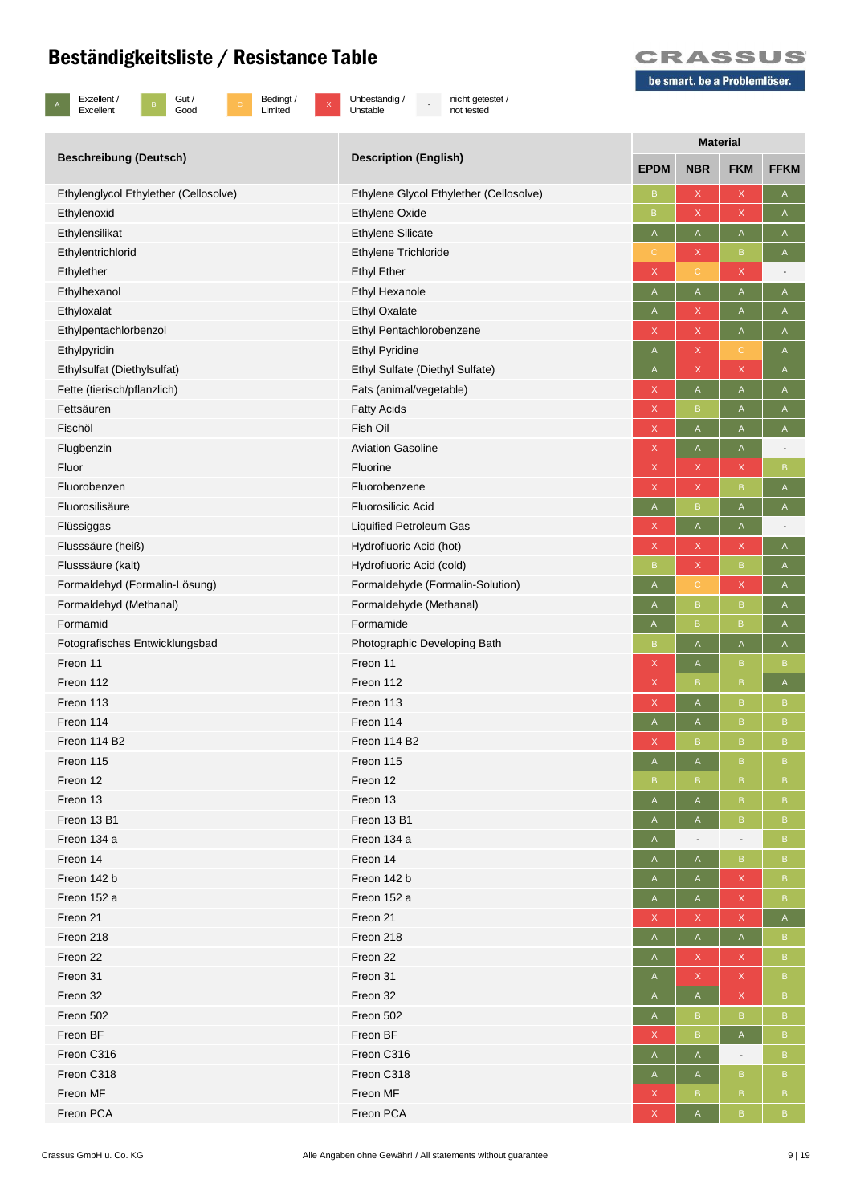# Beständigkeitsliste / Resistance Table

CRASSUS
be smart. be a Problemlöser.

| A | Exzellent / Excellent | B | Gut / Good | C | Bedingt / Limited | X | Unbeständig / Unstable | - | nicht getestet / not tested |
|---|---|---|---|---|---|---|---|---|---|

| Beschreibung (Deutsch) | Description (English) | Material | | | |
|---|---|---|---|---|---|
| | | EPDM | NBR | FKM | FFKM |
| Ethylenglycol Ethylether (Cellosolve) | Ethylene Glycol Ethylether (Cellosolve) | B | X | X | A |
| Ethylenoxid | Ethylene Oxide | B | X | X | A |
| Ethylensilikat | Ethylene Silicate | A | A | A | A |
| Ethylentrichlorid | Ethylene Trichloride | C | X | B | A |
| Ethylether | Ethyl Ether | X | C | X | - |
| Ethylhexanol | Ethyl Hexanole | A | A | A | A |
| Ethyloxalat | Ethyl Oxalate | A | X | A | A |
| Ethylpentachlorbenzol | Ethyl Pentachlorobenzene | X | X | A | A |
| Ethylpyridin | Ethyl Pyridine | A | X | C | A |
| Ethylsulfat (Diethylsulfat) | Ethyl Sulfate (Diethyl Sulfate) | A | X | X | A |
| Fette (tierisch/pflanzlich) | Fats (animal/vegetable) | X | A | A | A |
| Fettsäuren | Fatty Acids | X | B | A | A |
| Fischöl | Fish Oil | X | A | A | A |
| Flugbenzin | Aviation Gasoline | X | A | A | - |
| Fluor | Fluorine | X | X | X | B |
| Fluorobenzen | Fluorobenzene | X | X | B | A |
| Fluorosilisäure | Fluorosilicic Acid | A | B | A | A |
| Flüssiggas | Liquified Petroleum Gas | X | A | A | - |
| Flusssäure (heiß) | Hydrofluoric Acid (hot) | X | X | X | A |
| Flusssäure (kalt) | Hydrofluoric Acid (cold) | B | X | B | A |
| Formaldehyd (Formalin-Lösung) | Formaldehyde (Formalin-Solution) | A | C | X | A |
| Formaldehyd (Methanal) | Formaldehyde (Methanal) | A | B | B | A |
| Formamid | Formamide | A | B | B | A |
| Fotografisches Entwicklungsbad | Photographic Developing Bath | B | A | A | A |
| Freon 11 | Freon 11 | X | A | B | B |
| Freon 112 | Freon 112 | X | B | B | A |
| Freon 113 | Freon 113 | X | A | B | B |
| Freon 114 | Freon 114 | A | A | B | B |
| Freon 114 B2 | Freon 114 B2 | X | B | B | B |
| Freon 115 | Freon 115 | A | A | B | B |
| Freon 12 | Freon 12 | B | B | B | B |
| Freon 13 | Freon 13 | A | A | B | B |
| Freon 13 B1 | Freon 13 B1 | A | A | B | B |
| Freon 134 a | Freon 134 a | A | - | - | B |
| Freon 14 | Freon 14 | A | A | B | B |
| Freon 142 b | Freon 142 b | A | A | X | B |
| Freon 152 a | Freon 152 a | A | A | X | B |
| Freon 21 | Freon 21 | X | X | X | A |
| Freon 218 | Freon 218 | A | A | A | B |
| Freon 22 | Freon 22 | A | X | X | B |
| Freon 31 | Freon 31 | A | X | X | B |
| Freon 32 | Freon 32 | A | A | X | B |
| Freon 502 | Freon 502 | A | B | B | B |
| Freon BF | Freon BF | X | B | A | B |
| Freon C316 | Freon C316 | A | A | - | B |
| Freon C318 | Freon C318 | A | A | B | B |
| Freon MF | Freon MF | X | B | B | B |
| Freon PCA | Freon PCA | X | A | B | B |

Crassus GmbH u. Co. KG — Alle Angaben ohne Gewähr! / All statements without guarantee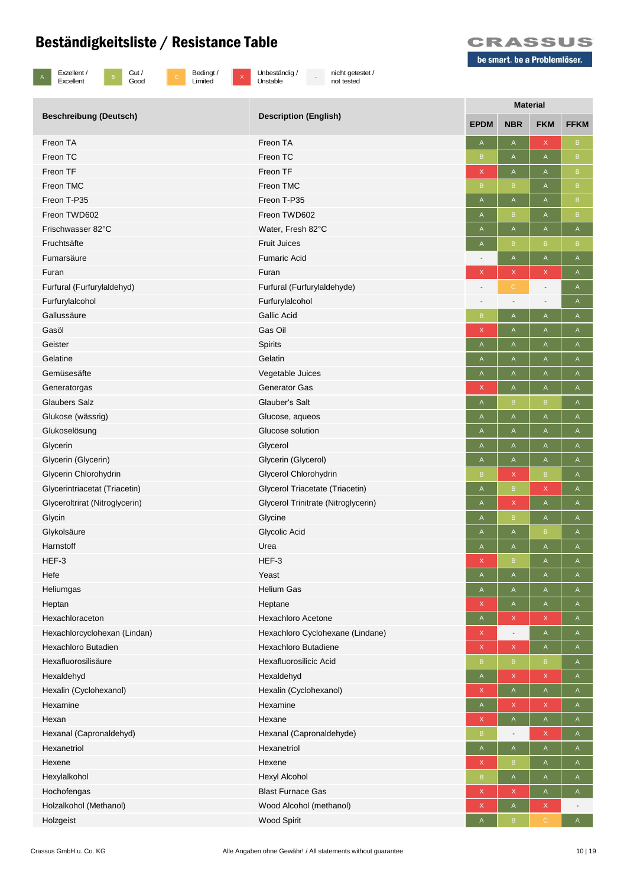# Beständigkeitsliste / Resistance Table

CRASSUS
be smart. be a Problemlöser.

| A | Exzellent / Excellent | B | Gut / Good | C | Bedingt / Limited | X | Unbeständig / Unstable | - | nicht getestet / not tested |
|---|---|---|---|---|---|---|---|---|---|

| Beschreibung (Deutsch) | Description (English) | Material | | | |
|---|---|---|---|---|---|
| | | EPDM | NBR | FKM | FFKM |
| Freon TA | Freon TA | A | A | X | B |
| Freon TC | Freon TC | B | A | A | B |
| Freon TF | Freon TF | X | A | A | B |
| Freon TMC | Freon TMC | B | B | A | B |
| Freon T-P35 | Freon T-P35 | A | A | A | B |
| Freon TWD602 | Freon TWD602 | A | B | A | B |
| Frischwasser 82°C | Water, Fresh 82°C | A | A | A | A |
| Fruchtsäfte | Fruit Juices | A | B | B | B |
| Fumarsäure | Fumaric Acid | - | A | A | A |
| Furan | Furan | X | X | X | A |
| Furfural (Furfurylaldehyd) | Furfural (Furfurylaldehyde) | - | C | - | A |
| Furfurylalcohol | Furfurylalcohol | - | - | - | A |
| Gallussäure | Gallic Acid | B | A | A | A |
| Gasöl | Gas Oil | X | A | A | A |
| Geister | Spirits | A | A | A | A |
| Gelatine | Gelatin | A | A | A | A |
| Gemüsesäfte | Vegetable Juices | A | A | A | A |
| Generatorgas | Generator Gas | X | A | A | A |
| Glaubers Salz | Glauber's Salt | A | B | B | A |
| Glukose (wässrig) | Glucose, aqueos | A | A | A | A |
| Glukoselösung | Glucose solution | A | A | A | A |
| Glycerin | Glycerol | A | A | A | A |
| Glycerin (Glycerin) | Glycerin (Glycerol) | A | A | A | A |
| Glycerin Chlorohydrin | Glycerol Chlorohydrin | B | X | B | A |
| Glycerintriacetat (Triacetin) | Glycerol Triacetate (Triacetin) | A | B | X | A |
| Glyceroltrirat (Nitroglycerin) | Glycerol Trinitrate (Nitroglycerin) | A | X | A | A |
| Glycin | Glycine | A | B | A | A |
| Glykolsäure | Glycolic Acid | A | A | B | A |
| Harnstoff | Urea | A | A | A | A |
| HEF-3 | HEF-3 | X | B | A | A |
| Hefe | Yeast | A | A | A | A |
| Heliumgas | Helium Gas | A | A | A | A |
| Heptan | Heptane | X | A | A | A |
| Hexachloraceton | Hexachloro Acetone | A | X | X | A |
| Hexachlorcyclohexan (Lindan) | Hexachloro Cyclohexane (Lindane) | X | - | A | A |
| Hexachloro Butadien | Hexachloro Butadiene | X | X | A | A |
| Hexafluorosilisäure | Hexafluorosilicic Acid | B | B | B | A |
| Hexaldehyd | Hexaldehyd | A | X | X | A |
| Hexalin (Cyclohexanol) | Hexalin (Cyclohexanol) | X | A | A | A |
| Hexamine | Hexamine | A | X | X | A |
| Hexan | Hexane | X | A | A | A |
| Hexanal (Capronaldehyd) | Hexanal (Capronaldehyde) | B | - | X | A |
| Hexanetriol | Hexanetriol | A | A | A | A |
| Hexene | Hexene | X | B | A | A |
| Hexylalkohol | Hexyl Alcohol | B | A | A | A |
| Hochofengas | Blast Furnace Gas | X | X | A | A |
| Holzalkohol (Methanol) | Wood Alcohol (methanol) | X | A | X | - |
| Holzgeist | Wood Spirit | A | B | C | A |

Crassus GmbH u. Co. KG — Alle Angaben ohne Gewähr! / All statements without guarantee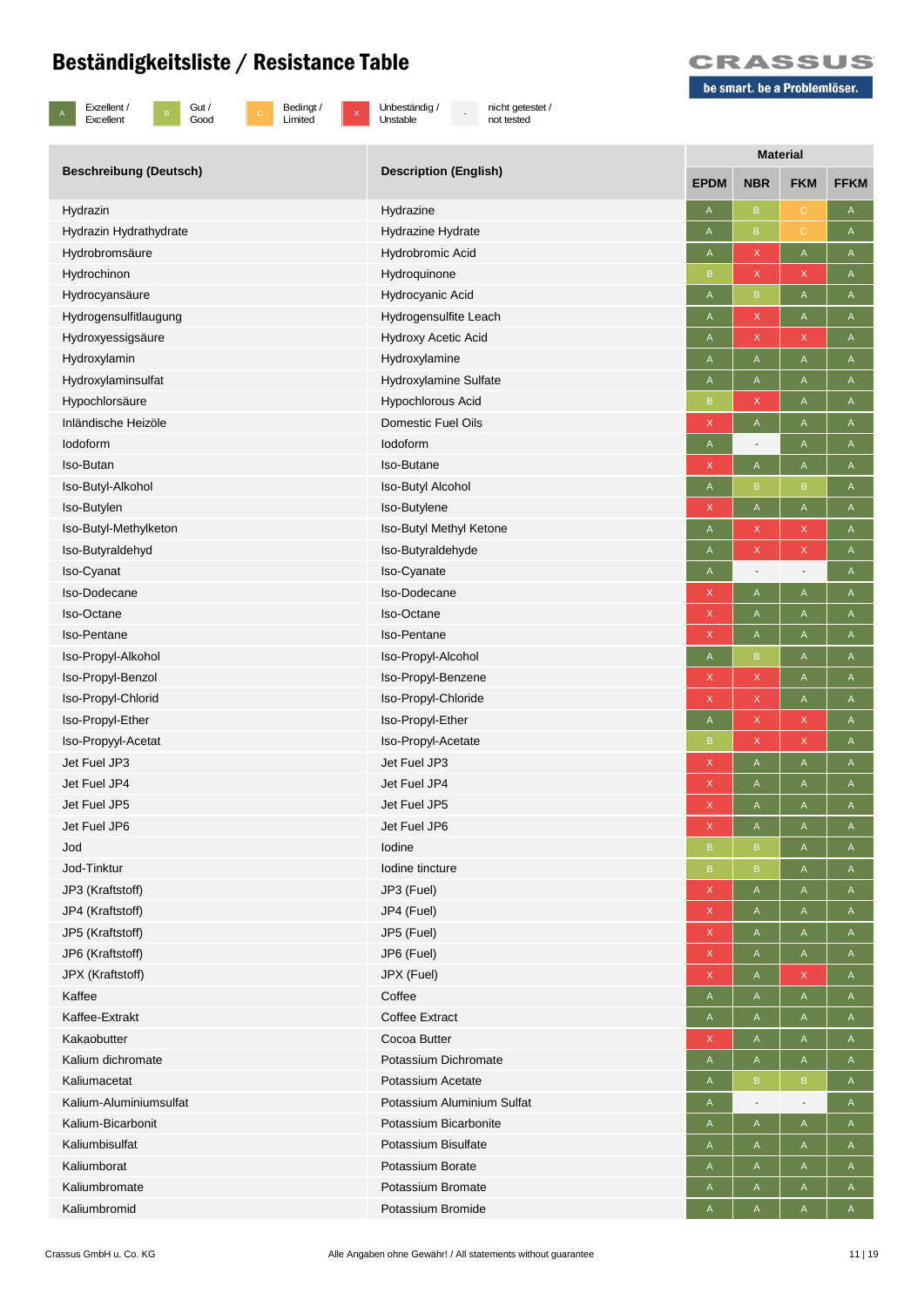# Beständigkeitsliste / Resistance Table

**CRASSUS**
be smart. be a Problemlöser.

| A | Exzellent / Excellent | B | Gut / Good | C | Bedingt / Limited | X | Unbeständig / Unstable | - | nicht getestet / not tested |
|---|---|---|---|---|---|---|---|---|---|

| Beschreibung (Deutsch) | Description (English) | Material | | | |
|---|---|---|---|---|---|
| | | EPDM | NBR | FKM | FFKM |
| Hydrazin | Hydrazine | A | B | C | A |
| Hydrazin Hydrathydrate | Hydrazine Hydrate | A | B | C | A |
| Hydrobromsäure | Hydrobromic Acid | A | X | A | A |
| Hydrochinon | Hydroquinone | B | X | X | A |
| Hydrocyansäure | Hydrocyanic Acid | A | B | A | A |
| Hydrogensulfitlaugung | Hydrogensulfite Leach | A | X | A | A |
| Hydroxyessigsäure | Hydroxy Acetic Acid | A | X | X | A |
| Hydroxylamin | Hydroxylamine | A | A | A | A |
| Hydroxylaminsulfat | Hydroxylamine Sulfate | A | A | A | A |
| Hypochlorsäure | Hypochlorous Acid | B | X | A | A |
| Inländische Heizöle | Domestic Fuel Oils | X | A | A | A |
| Iodoform | Iodoform | A | - | A | A |
| Iso-Butan | Iso-Butane | X | A | A | A |
| Iso-Butyl-Alkohol | Iso-Butyl Alcohol | A | B | B | A |
| Iso-Butylen | Iso-Butylene | X | A | A | A |
| Iso-Butyl-Methylketon | Iso-Butyl Methyl Ketone | A | X | X | A |
| Iso-Butyraldehyd | Iso-Butyraldehyde | A | X | X | A |
| Iso-Cyanat | Iso-Cyanate | A | - | - | A |
| Iso-Dodecane | Iso-Dodecane | X | A | A | A |
| Iso-Octane | Iso-Octane | X | A | A | A |
| Iso-Pentane | Iso-Pentane | X | A | A | A |
| Iso-Propyl-Alkohol | Iso-Propyl-Alcohol | A | B | A | A |
| Iso-Propyl-Benzol | Iso-Propyl-Benzene | X | X | A | A |
| Iso-Propyl-Chlorid | Iso-Propyl-Chloride | X | X | A | A |
| Iso-Propyl-Ether | Iso-Propyl-Ether | A | X | X | A |
| Iso-Propyyl-Acetat | Iso-Propyl-Acetate | B | X | X | A |
| Jet Fuel JP3 | Jet Fuel JP3 | X | A | A | A |
| Jet Fuel JP4 | Jet Fuel JP4 | X | A | A | A |
| Jet Fuel JP5 | Jet Fuel JP5 | X | A | A | A |
| Jet Fuel JP6 | Jet Fuel JP6 | X | A | A | A |
| Jod | Iodine | B | B | A | A |
| Jod-Tinktur | Iodine tincture | B | B | A | A |
| JP3 (Kraftstoff) | JP3 (Fuel) | X | A | A | A |
| JP4 (Kraftstoff) | JP4 (Fuel) | X | A | A | A |
| JP5 (Kraftstoff) | JP5 (Fuel) | X | A | A | A |
| JP6 (Kraftstoff) | JP6 (Fuel) | X | A | A | A |
| JPX (Kraftstoff) | JPX (Fuel) | X | A | X | A |
| Kaffee | Coffee | A | A | A | A |
| Kaffee-Extrakt | Coffee Extract | A | A | A | A |
| Kakaobutter | Cocoa Butter | X | A | A | A |
| Kalium dichromate | Potassium Dichromate | A | A | A | A |
| Kaliumacetat | Potassium Acetate | A | B | B | A |
| Kalium-Aluminiumsulfat | Potassium Aluminium Sulfat | A | - | - | A |
| Kalium-Bicarbonit | Potassium Bicarbonite | A | A | A | A |
| Kaliumbisulfat | Potassium Bisulfate | A | A | A | A |
| Kaliumborat | Potassium Borate | A | A | A | A |
| Kaliumbromate | Potassium Bromate | A | A | A | A |
| Kaliumbromid | Potassium Bromide | A | A | A | A |

Crassus GmbH u. Co. KG — Alle Angaben ohne Gewähr! / All statements without guarantee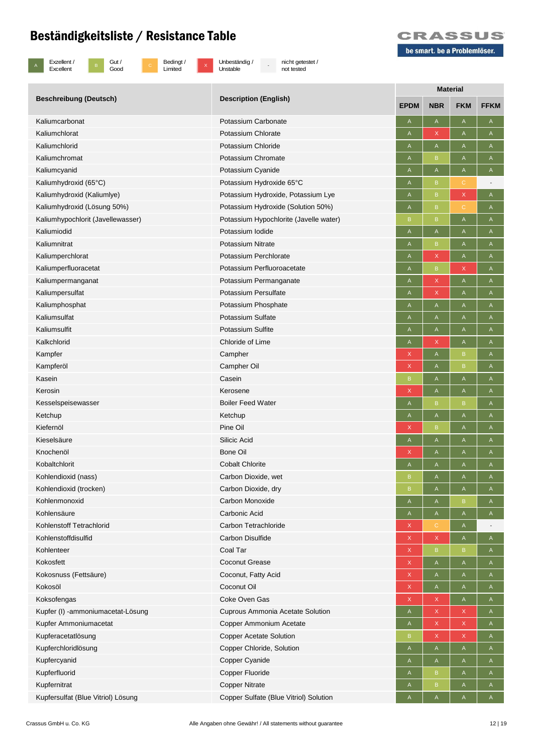# Beständigkeitsliste / Resistance Table

**CRASSUS**
be smart. be a Problemlöser.

| A | Exzellent / Excellent | B | Gut / Good | C | Bedingt / Limited | X | Unbeständig / Unstable | - | nicht getestet / not tested |
|---|---|---|---|---|---|---|---|---|---|

| Beschreibung (Deutsch) | Description (English) | Material | | | |
|---|---|---|---|---|---|
| | | EPDM | NBR | FKM | FFKM |
| Kaliumcarbonat | Potassium Carbonate | A | A | A | A |
| Kaliumchlorat | Potassium Chlorate | A | X | A | A |
| Kaliumchlorid | Potassium Chloride | A | A | A | A |
| Kaliumchromat | Potassium Chromate | A | B | A | A |
| Kaliumcyanid | Potassium Cyanide | A | A | A | A |
| Kaliumhydroxid (65°C) | Potassium Hydroxide 65°C | A | B | C | - |
| Kaliumhydroxid (Kaliumlye) | Potassium Hydroxide, Potassium Lye | A | B | X | A |
| Kaliumhydroxid (Lösung 50%) | Potassium Hydroxide (Solution 50%) | A | B | C | A |
| Kaliumhypochlorit (Javellewasser) | Potassium Hypochlorite (Javelle water) | B | B | A | A |
| Kaliumiodid | Potassium Iodide | A | A | A | A |
| Kaliumnitrat | Potassium Nitrate | A | B | A | A |
| Kaliumperchlorat | Potassium Perchlorate | A | X | A | A |
| Kaliumperfluoracetat | Potassium Perfluoroacetate | A | B | X | A |
| Kaliumpermanganat | Potassium Permanganate | A | X | A | A |
| Kaliumpersulfat | Potassium Persulfate | A | X | A | A |
| Kaliumphosphat | Potassium Phosphate | A | A | A | A |
| Kaliumsulfat | Potassium Sulfate | A | A | A | A |
| Kaliumsulfit | Potassium Sulfite | A | A | A | A |
| Kalkchlorid | Chloride of Lime | A | X | A | A |
| Kampfer | Campher | X | A | B | A |
| Kampferöl | Campher Oil | X | A | B | A |
| Kasein | Casein | B | A | A | A |
| Kerosin | Kerosene | X | A | A | A |
| Kesselspeisewasser | Boiler Feed Water | A | B | B | A |
| Ketchup | Ketchup | A | A | A | A |
| Kiefernöl | Pine Oil | X | B | A | A |
| Kieselsäure | Silicic Acid | A | A | A | A |
| Knochenöl | Bone Oil | X | A | A | A |
| Kobaltchlorit | Cobalt Chlorite | A | A | A | A |
| Kohlendioxid (nass) | Carbon Dioxide, wet | B | A | A | A |
| Kohlendioxid (trocken) | Carbon Dioxide, dry | B | A | A | A |
| Kohlenmonoxid | Carbon Monoxide | A | A | B | A |
| Kohlensäure | Carbonic Acid | A | A | A | A |
| Kohlenstoff Tetrachlorid | Carbon Tetrachloride | X | C | A | - |
| Kohlenstoffdisulfid | Carbon Disulfide | X | X | A | A |
| Kohlenteer | Coal Tar | X | B | B | A |
| Kokosfett | Coconut Grease | X | A | A | A |
| Kokosnuss (Fettsäure) | Coconut, Fatty Acid | X | A | A | A |
| Kokosöl | Coconut Oil | X | A | A | A |
| Koksofengas | Coke Oven Gas | X | X | A | A |
| Kupfer (I) -ammoniumacetat-Lösung | Cuprous Ammonia Acetate Solution | A | X | X | A |
| Kupfer Ammoniumacetat | Copper Ammonium Acetate | A | X | X | A |
| Kupferacetatlösung | Copper Acetate Solution | B | X | X | A |
| Kupferchloridlösung | Copper Chloride, Solution | A | A | A | A |
| Kupfercyanid | Copper Cyanide | A | A | A | A |
| Kupferfluorid | Copper Fluoride | A | B | A | A |
| Kupfernitrat | Copper Nitrate | A | B | A | A |
| Kupfersulfat (Blue Vitriol) Lösung | Copper Sulfate (Blue Vitriol) Solution | A | A | A | A |

Crassus GmbH u. Co. KG — Alle Angaben ohne Gewähr! / All statements without guarantee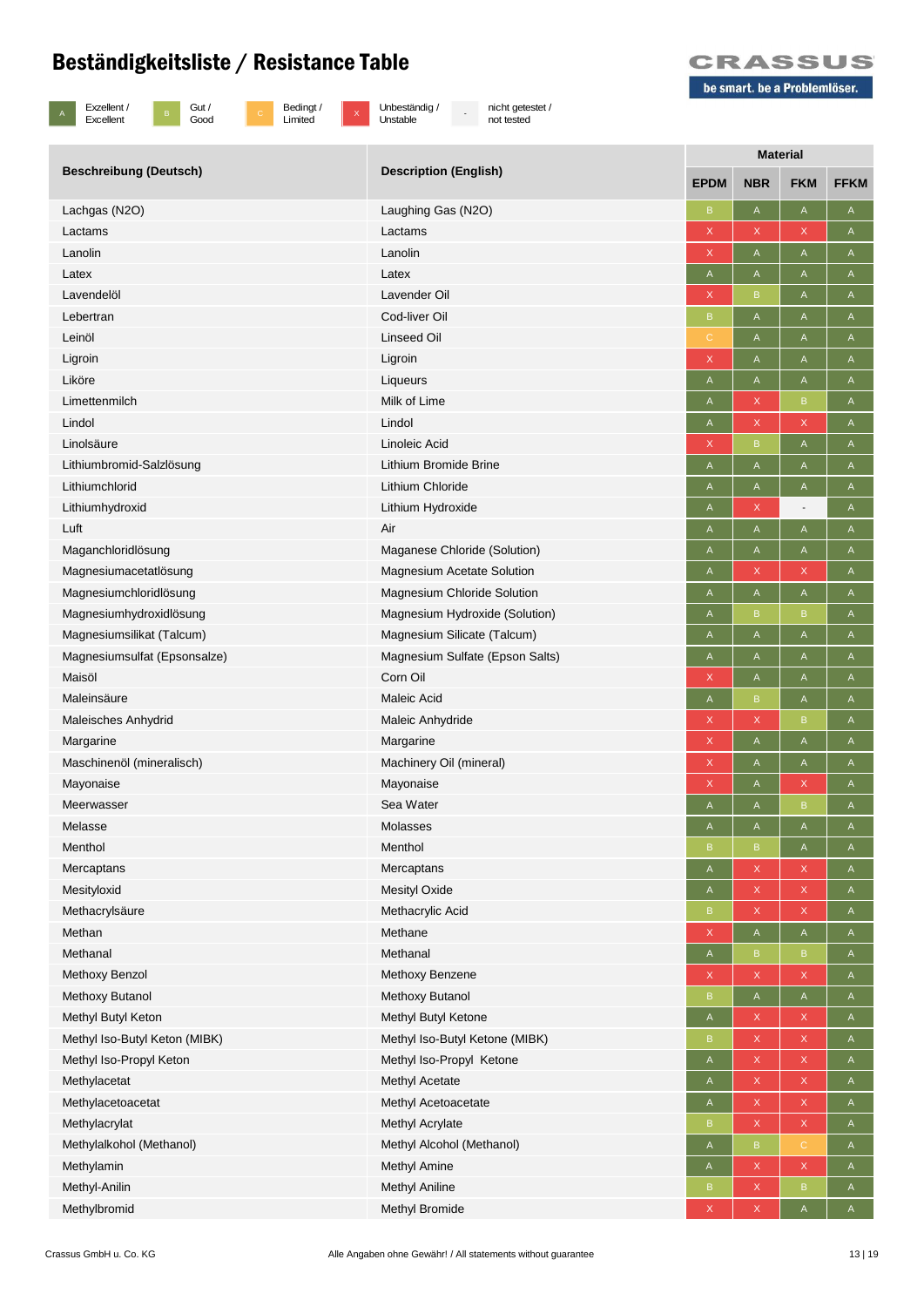# Beständigkeitsliste / Resistance Table

CRASSUS
be smart. be a Problemlöser.

| A | Exzellent / Excellent | B | Gut / Good | C | Bedingt / Limited | X | Unbeständig / Unstable | - | nicht getestet / not tested |
|---|---|---|---|---|---|---|---|---|---|

| Beschreibung (Deutsch) | Description (English) | Material | | | |
|---|---|---|---|---|---|
| | | EPDM | NBR | FKM | FFKM |
| Lachgas (N2O) | Laughing Gas (N2O) | B | A | A | A |
| Lactams | Lactams | X | X | X | A |
| Lanolin | Lanolin | X | A | A | A |
| Latex | Latex | A | A | A | A |
| Lavendelöl | Lavender Oil | X | B | A | A |
| Lebertran | Cod-liver Oil | B | A | A | A |
| Leinöl | Linseed Oil | C | A | A | A |
| Ligroin | Ligroin | X | A | A | A |
| Liköre | Liqueurs | A | A | A | A |
| Limettenmilch | Milk of Lime | A | X | B | A |
| Lindol | Lindol | A | X | X | A |
| Linolsäure | Linoleic Acid | X | B | A | A |
| Lithiumbromid-Salzlösung | Lithium Bromide Brine | A | A | A | A |
| Lithiumchlorid | Lithium Chloride | A | A | A | A |
| Lithiumhydroxid | Lithium Hydroxide | A | X | - | A |
| Luft | Air | A | A | A | A |
| Maganchloridlösung | Maganese Chloride (Solution) | A | A | A | A |
| Magnesiumacetatlösung | Magnesium Acetate Solution | A | X | X | A |
| Magnesiumchloridlösung | Magnesium Chloride Solution | A | A | A | A |
| Magnesiumhydroxidlösung | Magnesium Hydroxide (Solution) | A | B | B | A |
| Magnesiumsilikat (Talcum) | Magnesium Silicate (Talcum) | A | A | A | A |
| Magnesiumsulfat (Epsonsalze) | Magnesium Sulfate (Epson Salts) | A | A | A | A |
| Maisöl | Corn Oil | X | A | A | A |
| Maleinsäure | Maleic Acid | A | B | A | A |
| Maleisches Anhydrid | Maleic Anhydride | X | X | B | A |
| Margarine | Margarine | X | A | A | A |
| Maschinenöl (mineralisch) | Machinery Oil (mineral) | X | A | A | A |
| Mayonaise | Mayonaise | X | A | X | A |
| Meerwasser | Sea Water | A | A | B | A |
| Melasse | Molasses | A | A | A | A |
| Menthol | Menthol | B | B | A | A |
| Mercaptans | Mercaptans | A | X | X | A |
| Mesityloxid | Mesityl Oxide | A | X | X | A |
| Methacrylsäure | Methacrylic Acid | B | X | X | A |
| Methan | Methane | X | A | A | A |
| Methanal | Methanal | A | B | B | A |
| Methoxy Benzol | Methoxy Benzene | X | X | X | A |
| Methoxy Butanol | Methoxy Butanol | B | A | A | A |
| Methyl Butyl Keton | Methyl Butyl Ketone | A | X | X | A |
| Methyl Iso-Butyl Keton (MIBK) | Methyl Iso-Butyl Ketone (MIBK) | B | X | X | A |
| Methyl Iso-Propyl Keton | Methyl Iso-Propyl  Ketone | A | X | X | A |
| Methylacetat | Methyl Acetate | A | X | X | A |
| Methylacetoacetat | Methyl Acetoacetate | A | X | X | A |
| Methylacrylat | Methyl Acrylate | B | X | X | A |
| Methylalkohol (Methanol) | Methyl Alcohol (Methanol) | A | B | C | A |
| Methylamin | Methyl Amine | A | X | X | A |
| Methyl-Anilin | Methyl Aniline | B | X | B | A |
| Methylbromid | Methyl Bromide | X | X | A | A |

Crassus GmbH u. Co. KG — Alle Angaben ohne Gewähr! / All statements without guarantee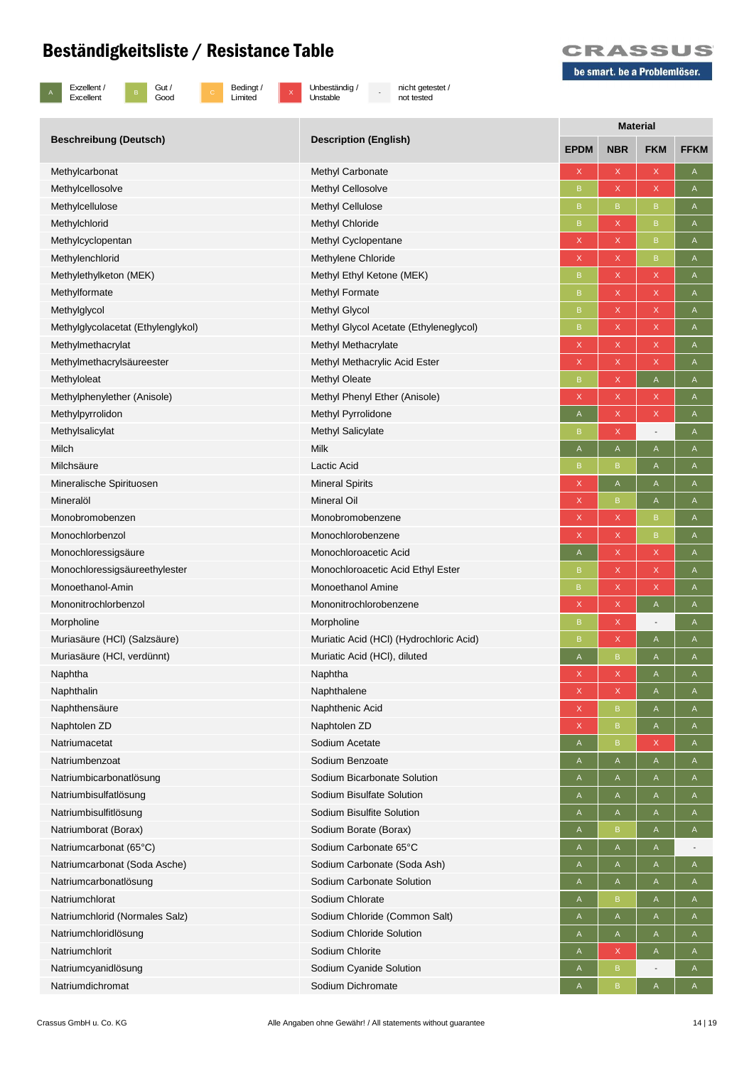# Beständigkeitsliste / Resistance Table

**CRASSUS** be smart. be a Problemlöser.

| | |
|---|---|
| A | Exzellent / Excellent |
| B | Gut / Good |
| C | Bedingt / Limited |
| X | Unbeständig / Unstable |
| - | nicht getestet / not tested |

| Beschreibung (Deutsch) | Description (English) | Material | | | |
|---|---|---|---|---|---|
| | | EPDM | NBR | FKM | FFKM |
| Methylcarbonat | Methyl Carbonate | X | X | X | A |
| Methylcellosolve | Methyl Cellosolve | B | X | X | A |
| Methylcellulose | Methyl Cellulose | B | B | B | A |
| Methylchlorid | Methyl Chloride | B | X | B | A |
| Methylcyclopentan | Methyl Cyclopentane | X | X | B | A |
| Methylenchlorid | Methylene Chloride | X | X | B | A |
| Methylethylketon (MEK) | Methyl Ethyl Ketone (MEK) | B | X | X | A |
| Methylformate | Methyl Formate | B | X | X | A |
| Methylglycol | Methyl Glycol | B | X | X | A |
| Methylglycolacetat (Ethylenglykol) | Methyl Glycol Acetate (Ethyleneglycol) | B | X | X | A |
| Methylmethacrylat | Methyl Methacrylate | X | X | X | A |
| Methylmethacrylsäureester | Methyl Methacrylic Acid Ester | X | X | X | A |
| Methyloleat | Methyl Oleate | B | X | A | A |
| Methylphenylether (Anisole) | Methyl Phenyl Ether (Anisole) | X | X | X | A |
| Methylpyrrolidon | Methyl Pyrrolidone | A | X | X | A |
| Methylsalicylat | Methyl Salicylate | B | X | - | A |
| Milch | Milk | A | A | A | A |
| Milchsäure | Lactic Acid | B | B | A | A |
| Mineralische Spirituosen | Mineral Spirits | X | A | A | A |
| Mineralöl | Mineral Oil | X | B | A | A |
| Monobromobenzen | Monobromobenzene | X | X | B | A |
| Monochlorbenzol | Monochlorobenzene | X | X | B | A |
| Monochloressigsäure | Monochloroacetic Acid | A | X | X | A |
| Monochloressigsäureethylester | Monochloroacetic Acid Ethyl Ester | B | X | X | A |
| Monoethanol-Amin | Monoethanol Amine | B | X | X | A |
| Mononitrochlorbenzol | Mononitrochlorobenzene | X | X | A | A |
| Morpholine | Morpholine | B | X | - | A |
| Muriasäure (HCl) (Salzsäure) | Muriatic Acid (HCl) (Hydrochloric Acid) | B | X | A | A |
| Muriasäure (HCl, verdünnt) | Muriatic Acid (HCl), diluted | A | B | A | A |
| Naphtha | Naphtha | X | X | A | A |
| Naphthalin | Naphthalene | X | X | A | A |
| Naphthensäure | Naphthenic Acid | X | B | A | A |
| Naphtolen ZD | Naphtolen ZD | X | B | A | A |
| Natriumacetat | Sodium Acetate | A | B | X | A |
| Natriumbenzoat | Sodium Benzoate | A | A | A | A |
| Natriumbicarbonatlösung | Sodium Bicarbonate Solution | A | A | A | A |
| Natriumbisulfatlösung | Sodium Bisulfate Solution | A | A | A | A |
| Natriumbisulfitlösung | Sodium Bisulfite Solution | A | A | A | A |
| Natriumborat (Borax) | Sodium Borate (Borax) | A | B | A | A |
| Natriumcarbonat (65°C) | Sodium Carbonate 65°C | A | A | A | - |
| Natriumcarbonat (Soda Asche) | Sodium Carbonate (Soda Ash) | A | A | A | A |
| Natriumcarbonatlösung | Sodium Carbonate Solution | A | A | A | A |
| Natriumchlorat | Sodium Chlorate | A | B | A | A |
| Natriumchlorid (Normales Salz) | Sodium Chloride (Common Salt) | A | A | A | A |
| Natriumchloridlösung | Sodium Chloride Solution | A | A | A | A |
| Natriumchlorit | Sodium Chlorite | A | X | A | A |
| Natriumcyanidlösung | Sodium Cyanide Solution | A | B | - | A |
| Natriumdichromat | Sodium Dichromate | A | B | A | A |

Crassus GmbH u. Co. KG — Alle Angaben ohne Gewähr! / All statements without guarantee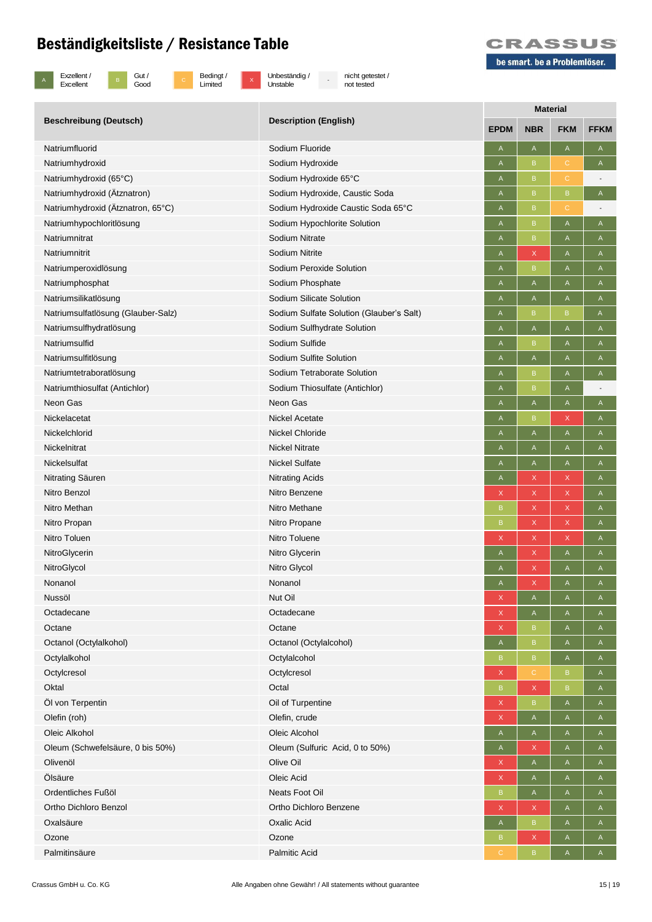# Beständigkeitsliste / Resistance Table

CRASSUS
be smart. be a Problemlöser.

| A | Exzellent / Excellent | B | Gut / Good | C | Bedingt / Limited | X | Unbeständig / Unstable | - | nicht getestet / not tested |
|---|---|---|---|---|---|---|---|---|---|

| Beschreibung (Deutsch) | Description (English) | Material | | | |
|---|---|---|---|---|---|
| | | EPDM | NBR | FKM | FFKM |
| Natriumfluorid | Sodium Fluoride | A | A | A | A |
| Natriumhydroxid | Sodium Hydroxide | A | B | C | A |
| Natriumhydroxid (65°C) | Sodium Hydroxide 65°C | A | B | C | - |
| Natriumhydroxid (Ätznatron) | Sodium Hydroxide, Caustic Soda | A | B | B | A |
| Natriumhydroxid (Ätznatron, 65°C) | Sodium Hydroxide Caustic Soda 65°C | A | B | C | - |
| Natriumhypochloritlösung | Sodium Hypochlorite Solution | A | B | A | A |
| Natriumnitrat | Sodium Nitrate | A | B | A | A |
| Natriumnitrit | Sodium Nitrite | A | X | A | A |
| Natriumperoxidlösung | Sodium Peroxide Solution | A | B | A | A |
| Natriumphosphat | Sodium Phosphate | A | A | A | A |
| Natriumsilikatlösung | Sodium Silicate Solution | A | A | A | A |
| Natriumsulfatlösung (Glauber-Salz) | Sodium Sulfate Solution (Glauber's Salt) | A | B | B | A |
| Natriumsulfhydratlösung | Sodium Sulfhydrate Solution | A | A | A | A |
| Natriumsulfid | Sodium Sulfide | A | B | A | A |
| Natriumsulfitlösung | Sodium Sulfite Solution | A | A | A | A |
| Natriumtetraboratlösung | Sodium Tetraborate Solution | A | B | A | A |
| Natriumthiosulfat (Antichlor) | Sodium Thiosulfate (Antichlor) | A | B | A | - |
| Neon Gas | Neon Gas | A | A | A | A |
| Nickelacetat | Nickel Acetate | A | B | X | A |
| Nickelchlorid | Nickel Chloride | A | A | A | A |
| Nickelnitrat | Nickel Nitrate | A | A | A | A |
| Nickelsulfat | Nickel Sulfate | A | A | A | A |
| Nitrating Säuren | Nitrating Acids | A | X | X | A |
| Nitro Benzol | Nitro Benzene | X | X | X | A |
| Nitro Methan | Nitro Methane | B | X | X | A |
| Nitro Propan | Nitro Propane | B | X | X | A |
| Nitro Toluen | Nitro Toluene | X | X | X | A |
| NitroGlycerin | Nitro Glycerin | A | X | A | A |
| NitroGlycol | Nitro Glycol | A | X | A | A |
| Nonanol | Nonanol | A | X | A | A |
| Nussöl | Nut Oil | X | A | A | A |
| Octadecane | Octadecane | X | A | A | A |
| Octane | Octane | X | B | A | A |
| Octanol (Octylalkohol) | Octanol (Octylalcohol) | A | B | A | A |
| Octylalkohol | Octylalcohol | B | B | A | A |
| Octylcresol | Octylcresol | X | C | B | A |
| Oktal | Octal | B | X | B | A |
| Öl von Terpentin | Oil of Turpentine | X | B | A | A |
| Olefin (roh) | Olefin, crude | X | A | A | A |
| Oleic Alkohol | Oleic Alcohol | A | A | A | A |
| Oleum (Schwefelsäure, 0 bis 50%) | Oleum (Sulfuric Acid, 0 to 50%) | A | X | A | A |
| Olivenöl | Olive Oil | X | A | A | A |
| Ölsäure | Oleic Acid | X | A | A | A |
| Ordentliches Fußöl | Neats Foot Oil | B | A | A | A |
| Ortho Dichloro Benzol | Ortho Dichloro Benzene | X | X | A | A |
| Oxalsäure | Oxalic Acid | A | B | A | A |
| Ozone | Ozone | B | X | A | A |
| Palmitinsäure | Palmitic Acid | C | B | A | A |

Crassus GmbH u. Co. KG

Alle Angaben ohne Gewähr! / All statements without guarantee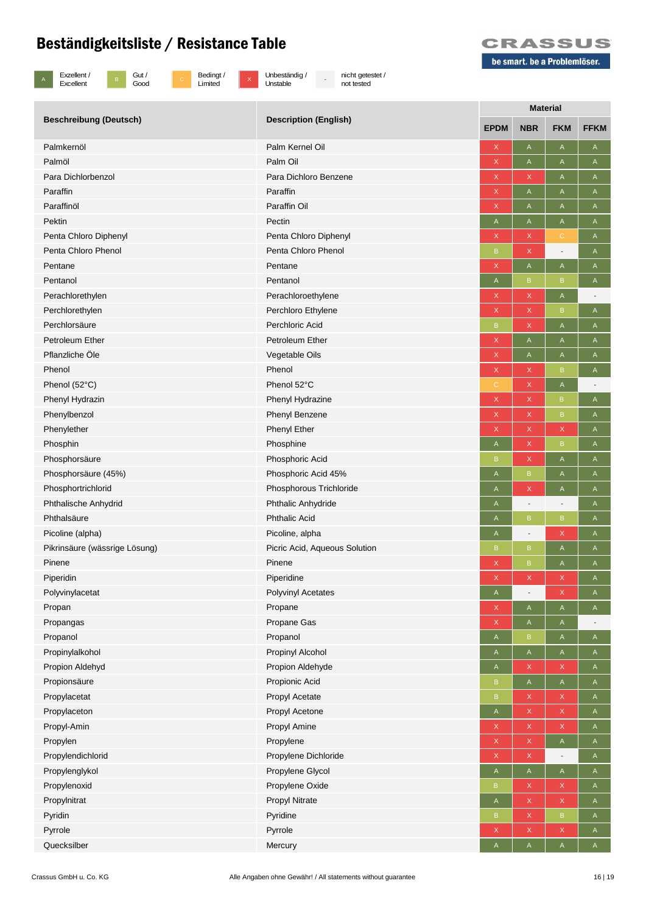# Beständigkeitsliste / Resistance Table

CRASSUS
be smart. be a Problemlöser.

| A | Exzellent / Excellent | B | Gut / Good | C | Bedingt / Limited | X | Unbeständig / Unstable | - | nicht getestet / not tested |
|---|---|---|---|---|---|---|---|---|---|

| Beschreibung (Deutsch) | Description (English) | Material | | | |
|---|---|---|---|---|---|
| | | EPDM | NBR | FKM | FFKM |
| Palmkernöl | Palm Kernel Oil | X | A | A | A |
| Palmöl | Palm Oil | X | A | A | A |
| Para Dichlorbenzol | Para Dichloro Benzene | X | X | A | A |
| Paraffin | Paraffin | X | A | A | A |
| Paraffinöl | Paraffin Oil | X | A | A | A |
| Pektin | Pectin | A | A | A | A |
| Penta Chloro Diphenyl | Penta Chloro Diphenyl | X | X | C | A |
| Penta Chloro Phenol | Penta Chloro Phenol | B | X | - | A |
| Pentane | Pentane | X | A | A | A |
| Pentanol | Pentanol | A | B | B | A |
| Perachlorethylen | Perachloroethylene | X | X | A | - |
| Perchlorethylen | Perchloro Ethylene | X | X | B | A |
| Perchlorsäure | Perchloric Acid | B | X | A | A |
| Petroleum Ether | Petroleum Ether | X | A | A | A |
| Pflanzliche Öle | Vegetable Oils | X | A | A | A |
| Phenol | Phenol | X | X | B | A |
| Phenol (52°C) | Phenol 52°C | C | X | A | - |
| Phenyl Hydrazin | Phenyl Hydrazine | X | X | B | A |
| Phenylbenzol | Phenyl Benzene | X | X | B | A |
| Phenylether | Phenyl Ether | X | X | X | A |
| Phosphin | Phosphine | A | X | B | A |
| Phosphorsäure | Phosphoric Acid | B | X | A | A |
| Phosphorsäure (45%) | Phosphoric Acid 45% | A | B | A | A |
| Phosphortrichlorid | Phosphorous Trichloride | A | X | A | A |
| Phthalische Anhydrid | Phthalic Anhydride | A | - | - | A |
| Phthalsäure | Phthalic Acid | A | B | B | A |
| Picoline (alpha) | Picoline, alpha | A | - | X | A |
| Pikrinsäure (wässrige Lösung) | Picric Acid, Aqueous Solution | B | B | A | A |
| Pinene | Pinene | X | B | A | A |
| Piperidin | Piperidine | X | X | X | A |
| Polyvinylacetat | Polyvinyl Acetates | A | - | X | A |
| Propan | Propane | X | A | A | A |
| Propangas | Propane Gas | X | A | A | - |
| Propanol | Propanol | A | B | A | A |
| Propinylalkohol | Propinyl Alcohol | A | A | A | A |
| Propion Aldehyd | Propion Aldehyde | A | X | X | A |
| Propionsäure | Propionic Acid | B | A | A | A |
| Propylacetat | Propyl Acetate | B | X | X | A |
| Propylaceton | Propyl Acetone | A | X | X | A |
| Propyl-Amin | Propyl Amine | X | X | X | A |
| Propylen | Propylene | X | X | A | A |
| Propylendichlorid | Propylene Dichloride | X | X | - | A |
| Propylenglykol | Propylene Glycol | A | A | A | A |
| Propylenoxid | Propylene Oxide | B | X | X | A |
| Propylnitrat | Propyl Nitrate | A | X | X | A |
| Pyridin | Pyridine | B | X | B | A |
| Pyrrole | Pyrrole | X | X | X | A |
| Quecksilber | Mercury | A | A | A | A |

Crassus GmbH u. Co. KG — Alle Angaben ohne Gewähr! / All statements without guarantee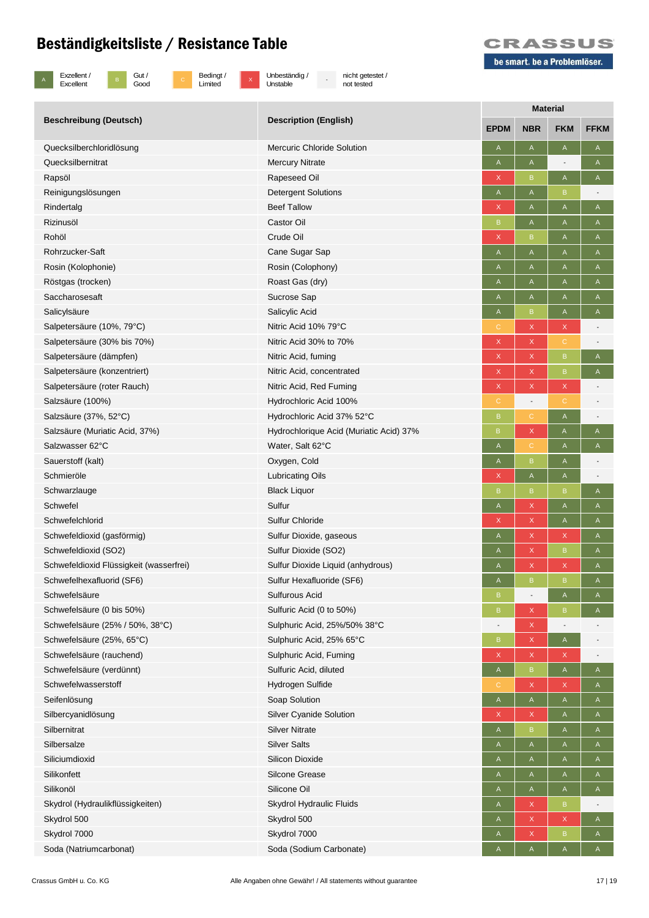# Beständigkeitsliste / Resistance Table

| A | Exzellent / Excellent | B | Gut / Good | C | Bedingt / Limited | X | Unbeständig / Unstable | - | nicht getestet / not tested |
|---|---|---|---|---|---|---|---|---|---|

| Beschreibung (Deutsch) | Description (English) | Material | | | |
|---|---|---|---|---|---|
| | | EPDM | NBR | FKM | FFKM |
| Quecksilberchloridlösung | Mercuric Chloride Solution | A | A | A | A |
| Quecksilbernitrat | Mercury Nitrate | A | A | - | A |
| Rapsöl | Rapeseed Oil | X | B | A | A |
| Reinigungslösungen | Detergent Solutions | A | A | B | - |
| Rindertalg | Beef Tallow | X | A | A | A |
| Rizinusöl | Castor Oil | B | A | A | A |
| Rohöl | Crude Oil | X | B | A | A |
| Rohrzucker-Saft | Cane Sugar Sap | A | A | A | A |
| Rosin (Kolophonie) | Rosin (Colophony) | A | A | A | A |
| Röstgas (trocken) | Roast Gas (dry) | A | A | A | A |
| Saccharosesaft | Sucrose Sap | A | A | A | A |
| Salicylsäure | Salicylic Acid | A | B | A | A |
| Salpetersäure (10%, 79°C) | Nitric Acid 10% 79°C | C | X | X | - |
| Salpetersäure (30% bis 70%) | Nitric Acid 30% to 70% | X | X | C | - |
| Salpetersäure (dämpfen) | Nitric Acid, fuming | X | X | B | A |
| Salpetersäure (konzentriert) | Nitric Acid, concentrated | X | X | B | A |
| Salpetersäure (roter Rauch) | Nitric Acid, Red Fuming | X | X | X | - |
| Salzsäure (100%) | Hydrochloric Acid 100% | C | - | C | - |
| Salzsäure (37%, 52°C) | Hydrochloric Acid 37% 52°C | B | C | A | - |
| Salzsäure (Muriatic Acid, 37%) | Hydrochlorique Acid (Muriatic Acid) 37% | B | X | A | A |
| Salzwasser 62°C | Water, Salt 62°C | A | C | A | A |
| Sauerstoff (kalt) | Oxygen, Cold | A | B | A | - |
| Schmieröle | Lubricating Oils | X | A | A | - |
| Schwarzlauge | Black Liquor | B | B | B | A |
| Schwefel | Sulfur | A | X | A | A |
| Schwefelchlorid | Sulfur Chloride | X | X | A | A |
| Schwefeldioxid (gasförmig) | Sulfur Dioxide, gaseous | A | X | X | A |
| Schwefeldioxid (SO2) | Sulfur Dioxide (SO2) | A | X | B | A |
| Schwefeldioxid Flüssigkeit (wasserfrei) | Sulfur Dioxide Liquid (anhydrous) | A | X | X | A |
| Schwefelhexafluorid (SF6) | Sulfur Hexafluoride (SF6) | A | B | B | A |
| Schwefelsäure | Sulfurous Acid | B | - | A | A |
| Schwefelsäure (0 bis 50%) | Sulfuric Acid (0 to 50%) | B | X | B | A |
| Schwefelsäure (25% / 50%, 38°C) | Sulphuric Acid, 25%/50% 38°C | - | X | - | - |
| Schwefelsäure (25%, 65°C) | Sulphuric Acid, 25% 65°C | B | X | A | - |
| Schwefelsäure (rauchend) | Sulphuric Acid, Fuming | X | X | X | - |
| Schwefelsäure (verdünnt) | Sulfuric Acid, diluted | A | B | A | A |
| Schwefelwasserstoff | Hydrogen Sulfide | C | X | X | A |
| Seifenlösung | Soap Solution | A | A | A | A |
| Silbercyanidlösung | Silver Cyanide Solution | X | X | A | A |
| Silbernitrat | Silver Nitrate | A | B | A | A |
| Silbersalze | Silver Salts | A | A | A | A |
| Siliciumdioxid | Silicon Dioxide | A | A | A | A |
| Silikonfett | Silcone Grease | A | A | A | A |
| Silikonöl | Silicone Oil | A | A | A | A |
| Skydrol (Hydraulikflüssigkeiten) | Skydrol Hydraulic Fluids | A | X | B | - |
| Skydrol 500 | Skydrol 500 | A | X | X | A |
| Skydrol 7000 | Skydrol 7000 | A | X | B | A |
| Soda (Natriumcarbonat) | Soda (Sodium Carbonate) | A | A | A | A |

Crassus GmbH u. Co. KG — Alle Angaben ohne Gewähr! / All statements without guarantee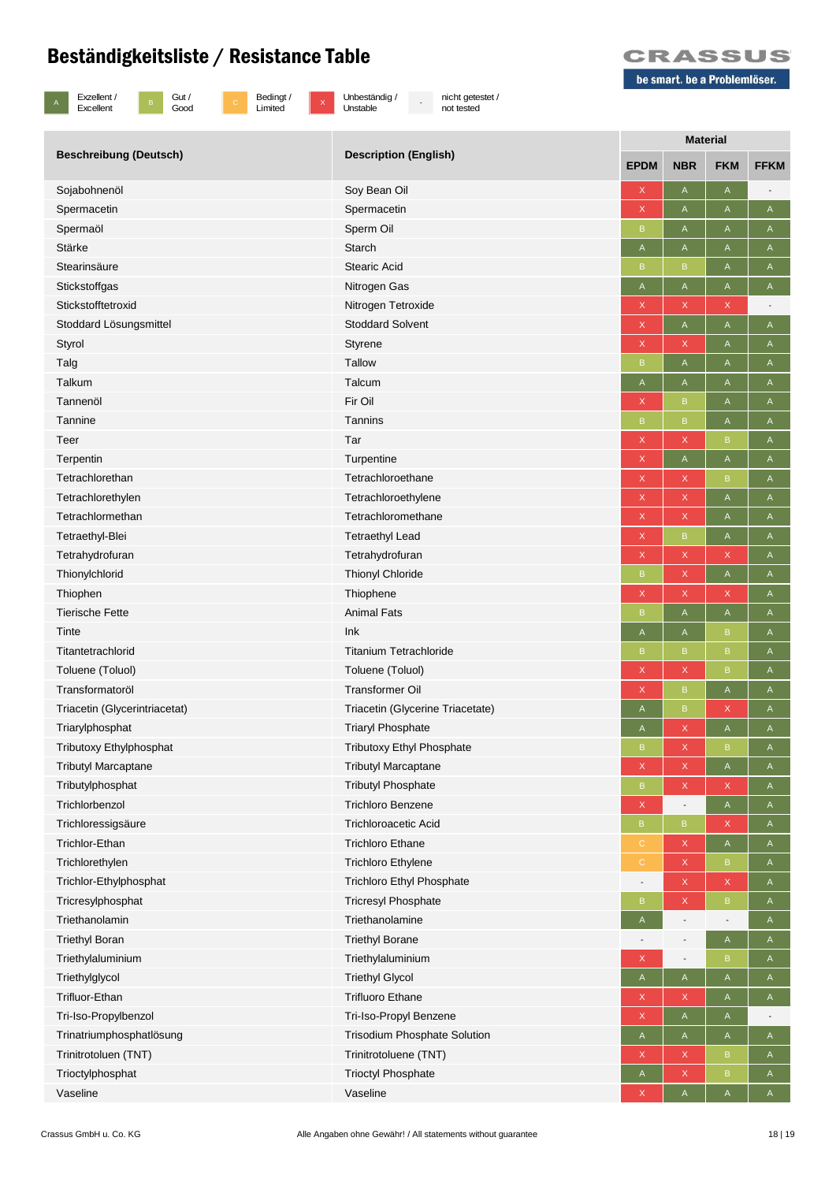# Beständigkeitsliste / Resistance Table

be smart. be a Problemlöser.

| Symbol | Bedeutung |
|---|---|
| A | Exzellent / Excellent |
| B | Gut / Good |
| C | Bedingt / Limited |
| X | Unbeständig / Unstable |
| - | nicht getestet / not tested |

| Beschreibung (Deutsch) | Description (English) | Material | | | |
|---|---|---|---|---|---|
| | | EPDM | NBR | FKM | FFKM |
| Sojabohnenöl | Soy Bean Oil | X | A | A | - |
| Spermacetin | Spermacetin | X | A | A | A |
| Spermaöl | Sperm Oil | B | A | A | A |
| Stärke | Starch | A | A | A | A |
| Stearinsäure | Stearic Acid | B | B | A | A |
| Stickstoffgas | Nitrogen Gas | A | A | A | A |
| Stickstofftetroxid | Nitrogen Tetroxide | X | X | X | - |
| Stoddard Lösungsmittel | Stoddard Solvent | X | A | A | A |
| Styrol | Styrene | X | X | A | A |
| Talg | Tallow | B | A | A | A |
| Talkum | Talcum | A | A | A | A |
| Tannenöl | Fir Oil | X | B | A | A |
| Tannine | Tannins | B | B | A | A |
| Teer | Tar | X | X | B | A |
| Terpentin | Turpentine | X | A | A | A |
| Tetrachlorethan | Tetrachloroethane | X | X | B | A |
| Tetrachlorethylen | Tetrachloroethylene | X | X | A | A |
| Tetrachlormethan | Tetrachloromethane | X | X | A | A |
| Tetraethyl-Blei | Tetraethyl Lead | X | B | A | A |
| Tetrahydrofuran | Tetrahydrofuran | X | X | X | A |
| Thionylchlorid | Thionyl Chloride | B | X | A | A |
| Thiophen | Thiophene | X | X | X | A |
| Tierische Fette | Animal Fats | B | A | A | A |
| Tinte | Ink | A | A | B | A |
| Titantetrachlorid | Titanium Tetrachloride | B | B | B | A |
| Toluene (Toluol) | Toluene (Toluol) | X | X | B | A |
| Transformatoröl | Transformer Oil | X | B | A | A |
| Triacetin (Glycerintriacetat) | Triacetin (Glycerine Triacetate) | A | B | X | A |
| Triarylphosphat | Triaryl Phosphate | A | X | A | A |
| Tributoxy Ethylphosphat | Tributoxy Ethyl Phosphate | B | X | B | A |
| Tributyl Marcaptane | Tributyl Marcaptane | X | X | A | A |
| Tributylphosphat | Tributyl Phosphate | B | X | X | A |
| Trichlorbenzol | Trichloro Benzene | X | - | A | A |
| Trichloressigsäure | Trichloroacetic Acid | B | B | X | A |
| Trichlor-Ethan | Trichloro Ethane | C | X | A | A |
| Trichlorethylen | Trichloro Ethylene | C | X | B | A |
| Trichlor-Ethylphosphat | Trichloro Ethyl Phosphate | - | X | X | A |
| Tricresylphosphat | Tricresyl Phosphate | B | X | B | A |
| Triethanolamin | Triethanolamine | A | - | - | A |
| Triethyl Boran | Triethyl Borane | - | - | A | A |
| Triethylaluminium | Triethylaluminium | X | - | B | A |
| Triethylglycol | Triethyl Glycol | A | A | A | A |
| Trifluor-Ethan | Trifluoro Ethane | X | X | A | A |
| Tri-Iso-Propylbenzol | Tri-Iso-Propyl Benzene | X | A | A | - |
| Trinatriumphosphatlösung | Trisodium Phosphate Solution | A | A | A | A |
| Trinitrotoluen (TNT) | Trinitrotoluene (TNT) | X | X | B | A |
| Trioctylphosphat | Trioctyl Phosphate | A | X | B | A |
| Vaseline | Vaseline | X | A | A | A |

Crassus GmbH u. Co. KG — Alle Angaben ohne Gewähr! / All statements without guarantee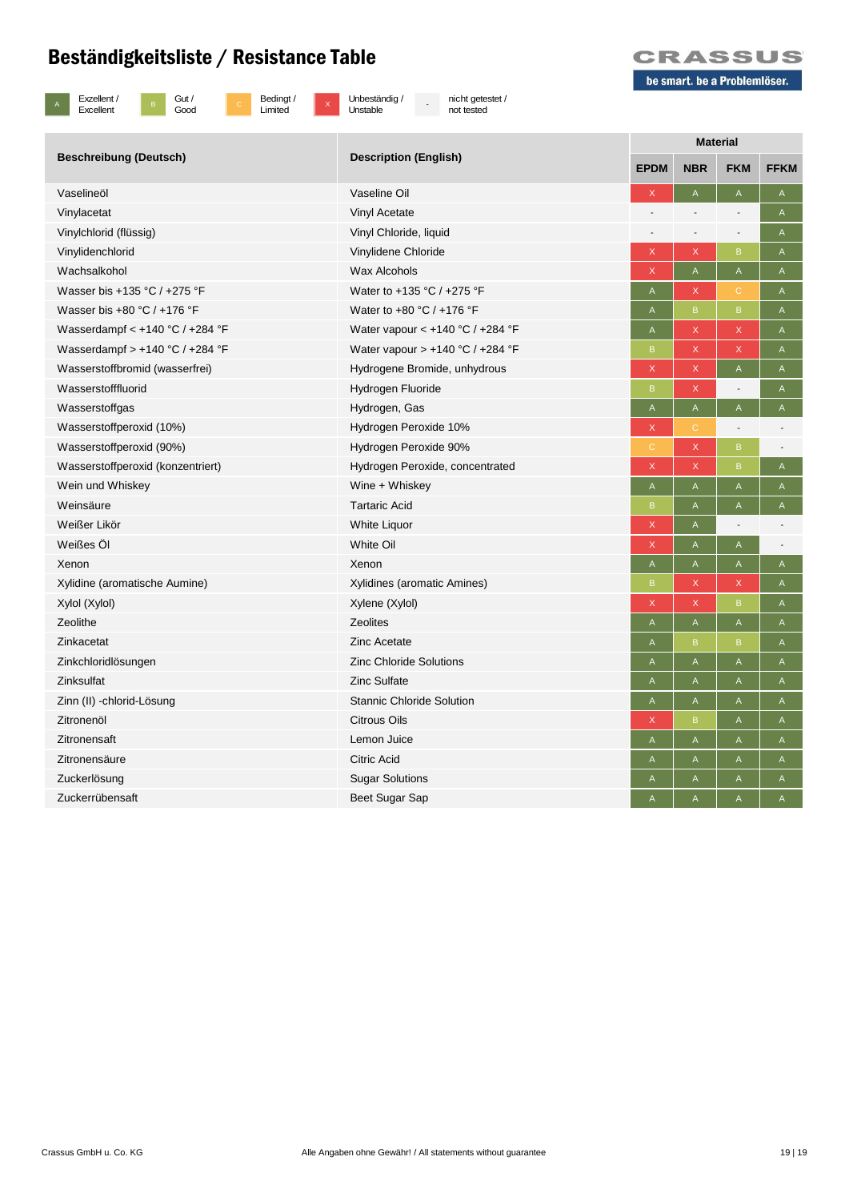# Beständigkeitsliste / Resistance Table

CRASSUS
be smart. be a Problemlöser.

A Exzellent / Excellent &nbsp; B Gut / Good &nbsp; C Bedingt / Limited &nbsp; X Unbeständig / Unstable &nbsp; - nicht getestet / not tested

| Beschreibung (Deutsch) | Description (English) | Material | | | |
|---|---|---|---|---|---|
| | | EPDM | NBR | FKM | FFKM |
| Vaselineöl | Vaseline Oil | X | A | A | A |
| Vinylacetat | Vinyl Acetate | - | - | - | A |
| Vinylchlorid (flüssig) | Vinyl Chloride, liquid | - | - | - | A |
| Vinylidenchlorid | Vinylidene Chloride | X | X | B | A |
| Wachsalkohol | Wax Alcohols | X | A | A | A |
| Wasser bis +135 °C / +275 °F | Water to +135 °C / +275 °F | A | X | C | A |
| Wasser bis +80 °C / +176 °F | Water to +80 °C / +176 °F | A | B | B | A |
| Wasserdampf < +140 °C / +284 °F | Water vapour < +140 °C / +284 °F | A | X | X | A |
| Wasserdampf > +140 °C / +284 °F | Water vapour > +140 °C / +284 °F | B | X | X | A |
| Wasserstoffbromid (wasserfrei) | Hydrogene Bromide, unhydrous | X | X | A | A |
| Wasserstofffluorid | Hydrogen Fluoride | B | X | - | A |
| Wasserstoffgas | Hydrogen, Gas | A | A | A | A |
| Wasserstoffperoxid (10%) | Hydrogen Peroxide 10% | X | C | - | - |
| Wasserstoffperoxid (90%) | Hydrogen Peroxide 90% | C | X | B | - |
| Wasserstoffperoxid (konzentriert) | Hydrogen Peroxide, concentrated | X | X | B | A |
| Wein und Whiskey | Wine + Whiskey | A | A | A | A |
| Weinsäure | Tartaric Acid | B | A | A | A |
| Weißer Likör | White Liquor | X | A | - | - |
| Weißes Öl | White Oil | X | A | A | - |
| Xenon | Xenon | A | A | A | A |
| Xylidine (aromatische Aumine) | Xylidines (aromatic Amines) | B | X | X | A |
| Xylol (Xylol) | Xylene (Xylol) | X | X | B | A |
| Zeolithe | Zeolites | A | A | A | A |
| Zinkacetat | Zinc Acetate | A | B | B | A |
| Zinkchloridlösungen | Zinc Chloride Solutions | A | A | A | A |
| Zinksulfat | Zinc Sulfate | A | A | A | A |
| Zinn (II) -chlorid-Lösung | Stannic Chloride Solution | A | A | A | A |
| Zitronenöl | Citrous Oils | X | B | A | A |
| Zitronensaft | Lemon Juice | A | A | A | A |
| Zitronensäure | Citric Acid | A | A | A | A |
| Zuckerlösung | Sugar Solutions | A | A | A | A |
| Zuckerrübensaft | Beet Sugar Sap | A | A | A | A |

Crassus GmbH u. Co. KG &nbsp;&nbsp; Alle Angaben ohne Gewähr! / All statements without guarantee